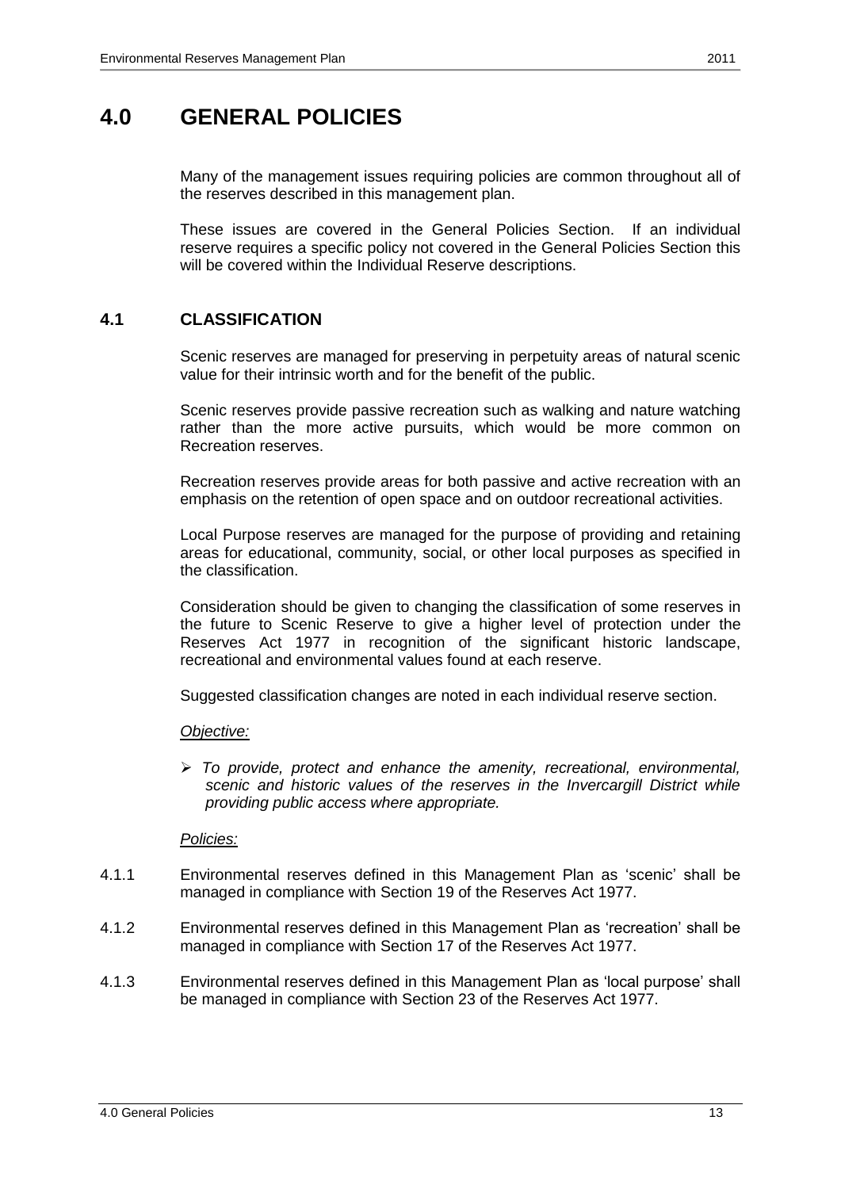# 4.0 GENERAL POLICIES

Many of the management issues requiring policies are common throughout all of the reserves described in this management plan.

These issues are covered in the General Policies Section. If an individual reserve requires a specific policy not covered in the General Policies Section this will be covered within the Individual Reserve descriptions.

## 4.1 CLASSIFICATION

Scenic reserves are managed for preserving in perpetuity areas of natural scenic value for their intrinsic worth and for the benefit of the public.

Scenic reserves provide passive recreation such as walking and nature watching rather than the more active pursuits, which would be more common on Recreation reserves.

Recreation reserves provide areas for both passive and active recreation with an emphasis on the retention of open space and on outdoor recreational activities.

Local Purpose reserves are managed for the purpose of providing and retaining areas for educational, community, social, or other local purposes as specified in the classification.

Consideration should be given to changing the classification of some reserves in the future to Scenic Reserve to give a higher level of protection under the Reserves Act 1977 in recognition of the significant historic landscape, recreational and environmental values found at each reserve.

Suggested classification changes are noted in each individual reserve section.

*Objective:*

- *To provide, protect and enhance the amenity, recreational, environmental, scenic and historic values of the reserves in the Invercargill District while providing public access where appropriate.*

*Policies:*

4.1.1 Environmental reserves defined in this Management Plan as 'scenic' shall be managed in compliance with Section 19 of the Reserves Act 1977.

4.1.2 Environmental reserves defined in this Management Plan as 'recreation' shall be managed in compliance with Section 17 of the Reserves Act 1977.

4.1.3 Environmental reserves defined in this Management Plan as 'local purpose' shall be managed in compliance with Section 23 of the Reserves Act 1977.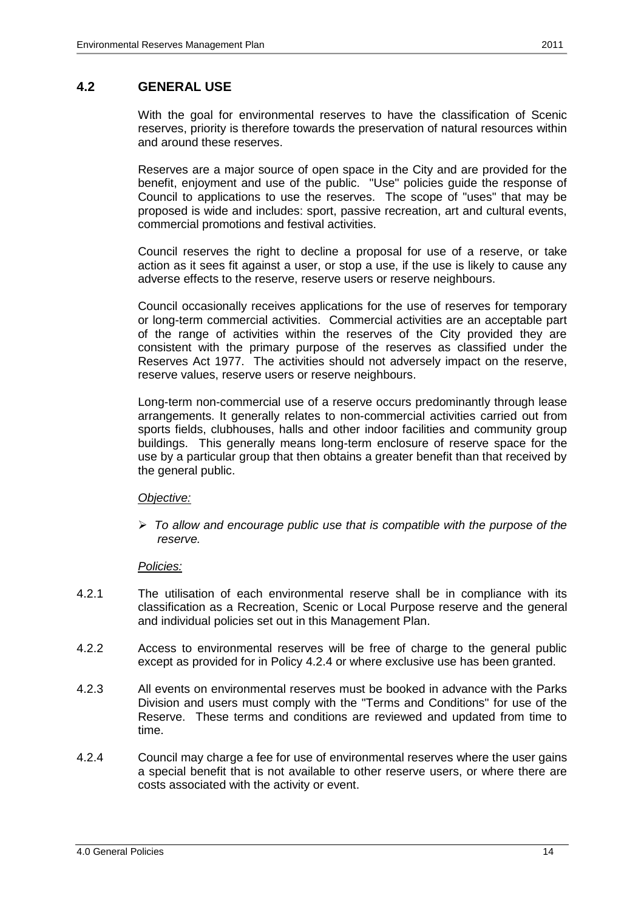## 4.2 GENERAL USE

With the goal for environmental reserves to have the classification of Scenic reserves, priority is therefore towards the preservation of natural resources within and around these reserves.

Reserves are a major source of open space in the City and are provided for the benefit, enjoyment and use of the public. "Use" policies guide the response of Council to applications to use the reserves. The scope of "uses" that may be proposed is wide and includes: sport, passive recreation, art and cultural events, commercial promotions and festival activities.

Council reserves the right to decline a proposal for use of a reserve, or take action as it sees fit against a user, or stop a use, if the use is likely to cause any adverse effects to the reserve, reserve users or reserve neighbours.

Council occasionally receives applications for the use of reserves for temporary or long-term commercial activities. Commercial activities are an acceptable part of the range of activities within the reserves of the City provided they are consistent with the primary purpose of the reserves as classified under the Reserves Act 1977. The activities should not adversely impact on the reserve, reserve values, reserve users or reserve neighbours.

Long-term non-commercial use of a reserve occurs predominantly through lease arrangements. It generally relates to non-commercial activities carried out from sports fields, clubhouses, halls and other indoor facilities and community group buildings. This generally means long-term enclosure of reserve space for the use by a particular group that then obtains a greater benefit than that received by the general public.

*Objective:*

- *To allow and encourage public use that is compatible with the purpose of the reserve.*

*Policies:*

4.2.1 The utilisation of each environmental reserve shall be in compliance with its classification as a Recreation, Scenic or Local Purpose reserve and the general and individual policies set out in this Management Plan.

4.2.2 Access to environmental reserves will be free of charge to the general public except as provided for in Policy 4.2.4 or where exclusive use has been granted.

4.2.3 All events on environmental reserves must be booked in advance with the Parks Division and users must comply with the "Terms and Conditions" for use of the Reserve. These terms and conditions are reviewed and updated from time to time.

4.2.4 Council may charge a fee for use of environmental reserves where the user gains a special benefit that is not available to other reserve users, or where there are costs associated with the activity or event.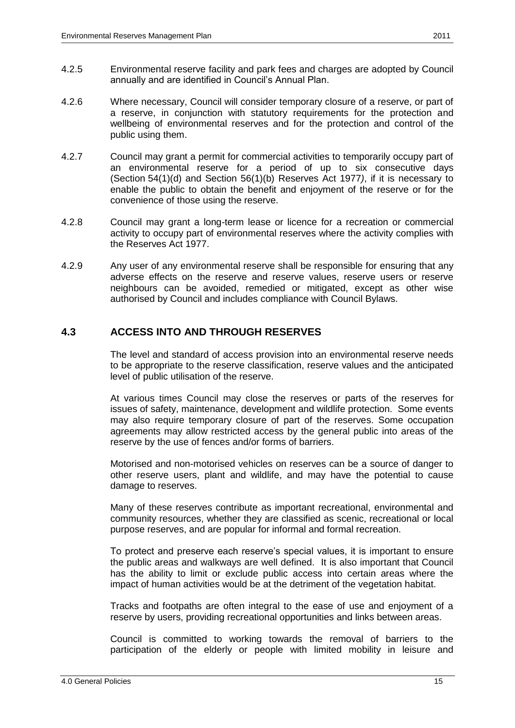4.2.5 Environmental reserve facility and park fees and charges are adopted by Council annually and are identified in Council's Annual Plan.

4.2.6 Where necessary, Council will consider temporary closure of a reserve, or part of a reserve, in conjunction with statutory requirements for the protection and wellbeing of environmental reserves and for the protection and control of the public using them.

4.2.7 Council may grant a permit for commercial activities to temporarily occupy part of an environmental reserve for a period of up to six consecutive days (Section 54(1)(d) and Section 56(1)(b) Reserves Act 1977*)*, if it is necessary to enable the public to obtain the benefit and enjoyment of the reserve or for the convenience of those using the reserve.

4.2.8 Council may grant a long-term lease or licence for a recreation or commercial activity to occupy part of environmental reserves where the activity complies with the Reserves Act 1977.

4.2.9 Any user of any environmental reserve shall be responsible for ensuring that any adverse effects on the reserve and reserve values, reserve users or reserve neighbours can be avoided, remedied or mitigated, except as other wise authorised by Council and includes compliance with Council Bylaws.

## 4.3 ACCESS INTO AND THROUGH RESERVES

The level and standard of access provision into an environmental reserve needs to be appropriate to the reserve classification, reserve values and the anticipated level of public utilisation of the reserve.

At various times Council may close the reserves or parts of the reserves for issues of safety, maintenance, development and wildlife protection. Some events may also require temporary closure of part of the reserves. Some occupation agreements may allow restricted access by the general public into areas of the reserve by the use of fences and/or forms of barriers.

Motorised and non-motorised vehicles on reserves can be a source of danger to other reserve users, plant and wildlife, and may have the potential to cause damage to reserves.

Many of these reserves contribute as important recreational, environmental and community resources, whether they are classified as scenic, recreational or local purpose reserves, and are popular for informal and formal recreation.

To protect and preserve each reserve's special values, it is important to ensure the public areas and walkways are well defined. It is also important that Council has the ability to limit or exclude public access into certain areas where the impact of human activities would be at the detriment of the vegetation habitat.

Tracks and footpaths are often integral to the ease of use and enjoyment of a reserve by users, providing recreational opportunities and links between areas.

Council is committed to working towards the removal of barriers to the participation of the elderly or people with limited mobility in leisure and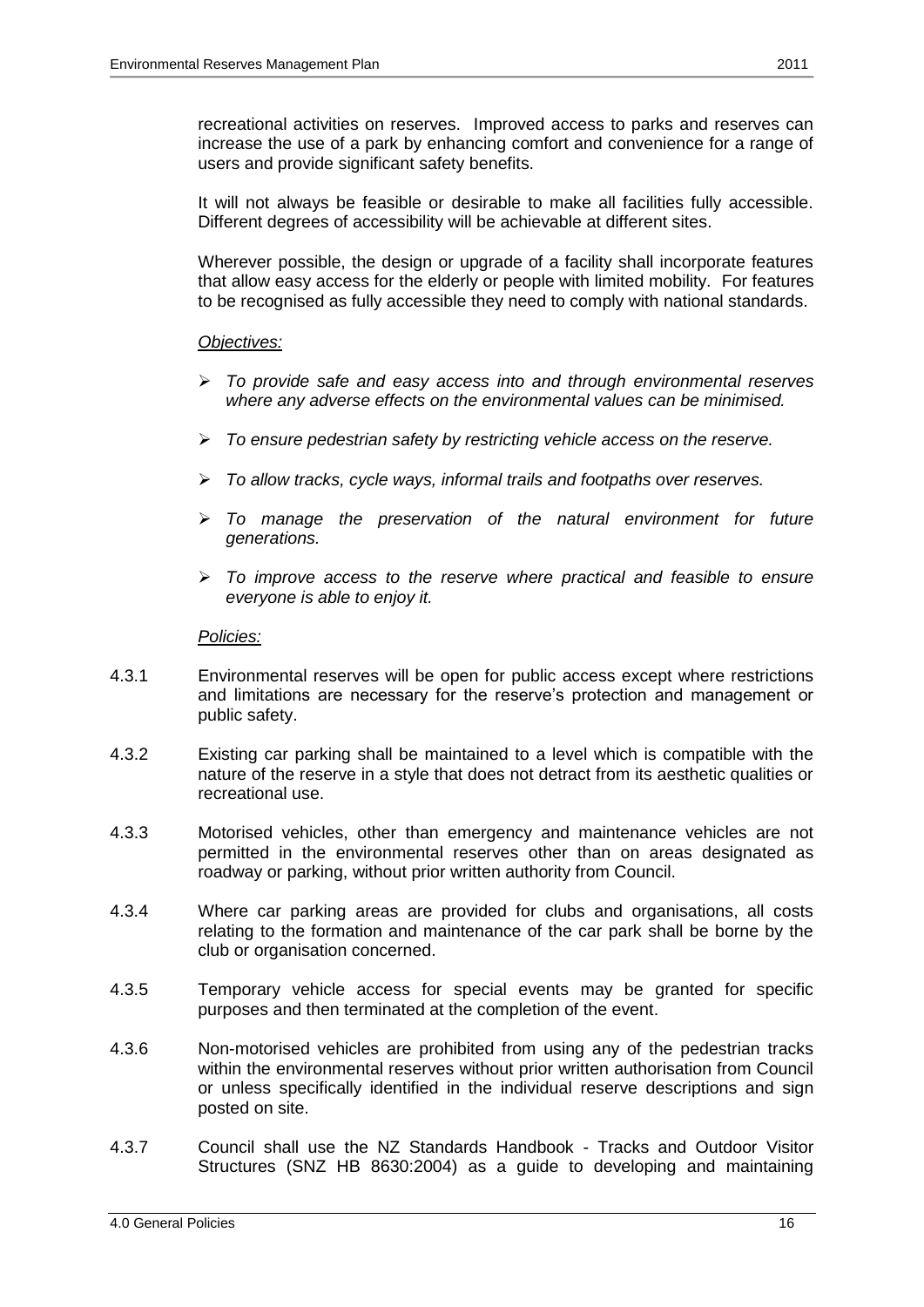recreational activities on reserves. Improved access to parks and reserves can increase the use of a park by enhancing comfort and convenience for a range of users and provide significant safety benefits.

It will not always be feasible or desirable to make all facilities fully accessible. Different degrees of accessibility will be achievable at different sites.

Wherever possible, the design or upgrade of a facility shall incorporate features that allow easy access for the elderly or people with limited mobility. For features to be recognised as fully accessible they need to comply with national standards.

*Objectives:*

- *To provide safe and easy access into and through environmental reserves where any adverse effects on the environmental values can be minimised.*
- *To ensure pedestrian safety by restricting vehicle access on the reserve.*
- *To allow tracks, cycle ways, informal trails and footpaths over reserves.*
- *To manage the preservation of the natural environment for future generations.*
- *To improve access to the reserve where practical and feasible to ensure everyone is able to enjoy it.*

*Policies:*

4.3.1 Environmental reserves will be open for public access except where restrictions and limitations are necessary for the reserve's protection and management or public safety.

4.3.2 Existing car parking shall be maintained to a level which is compatible with the nature of the reserve in a style that does not detract from its aesthetic qualities or recreational use.

4.3.3 Motorised vehicles, other than emergency and maintenance vehicles are not permitted in the environmental reserves other than on areas designated as roadway or parking, without prior written authority from Council.

4.3.4 Where car parking areas are provided for clubs and organisations, all costs relating to the formation and maintenance of the car park shall be borne by the club or organisation concerned.

4.3.5 Temporary vehicle access for special events may be granted for specific purposes and then terminated at the completion of the event.

4.3.6 Non-motorised vehicles are prohibited from using any of the pedestrian tracks within the environmental reserves without prior written authorisation from Council or unless specifically identified in the individual reserve descriptions and sign posted on site.

4.3.7 Council shall use the NZ Standards Handbook - Tracks and Outdoor Visitor Structures (SNZ HB 8630:2004) as a guide to developing and maintaining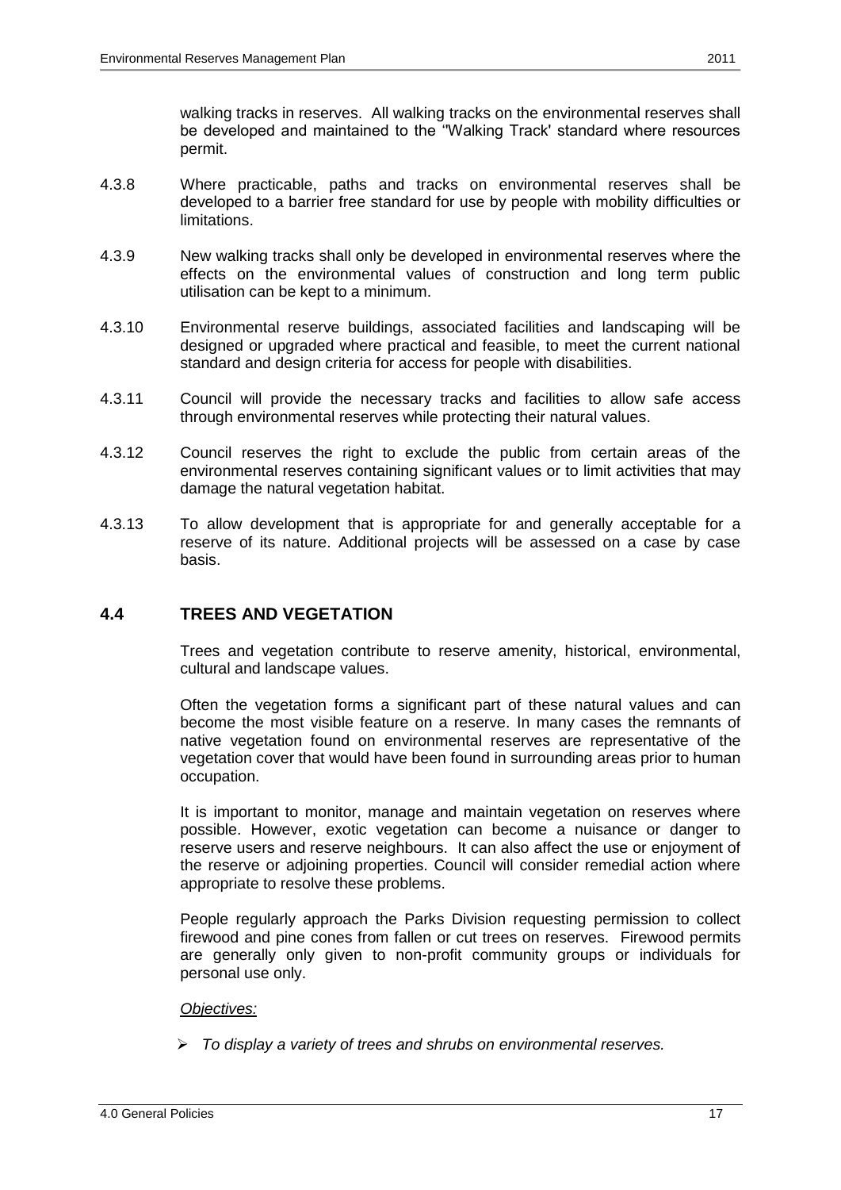walking tracks in reserves. All walking tracks on the environmental reserves shall be developed and maintained to the "Walking Track' standard where resources permit.

4.3.8 Where practicable, paths and tracks on environmental reserves shall be developed to a barrier free standard for use by people with mobility difficulties or limitations.

4.3.9 New walking tracks shall only be developed in environmental reserves where the effects on the environmental values of construction and long term public utilisation can be kept to a minimum.

4.3.10 Environmental reserve buildings, associated facilities and landscaping will be designed or upgraded where practical and feasible, to meet the current national standard and design criteria for access for people with disabilities.

4.3.11 Council will provide the necessary tracks and facilities to allow safe access through environmental reserves while protecting their natural values.

4.3.12 Council reserves the right to exclude the public from certain areas of the environmental reserves containing significant values or to limit activities that may damage the natural vegetation habitat.

4.3.13 To allow development that is appropriate for and generally acceptable for a reserve of its nature. Additional projects will be assessed on a case by case basis.

## 4.4 TREES AND VEGETATION

Trees and vegetation contribute to reserve amenity, historical, environmental, cultural and landscape values.

Often the vegetation forms a significant part of these natural values and can become the most visible feature on a reserve. In many cases the remnants of native vegetation found on environmental reserves are representative of the vegetation cover that would have been found in surrounding areas prior to human occupation.

It is important to monitor, manage and maintain vegetation on reserves where possible. However, exotic vegetation can become a nuisance or danger to reserve users and reserve neighbours. It can also affect the use or enjoyment of the reserve or adjoining properties. Council will consider remedial action where appropriate to resolve these problems.

People regularly approach the Parks Division requesting permission to collect firewood and pine cones from fallen or cut trees on reserves. Firewood permits are generally only given to non-profit community groups or individuals for personal use only.

*Objectives:*

- *To display a variety of trees and shrubs on environmental reserves.*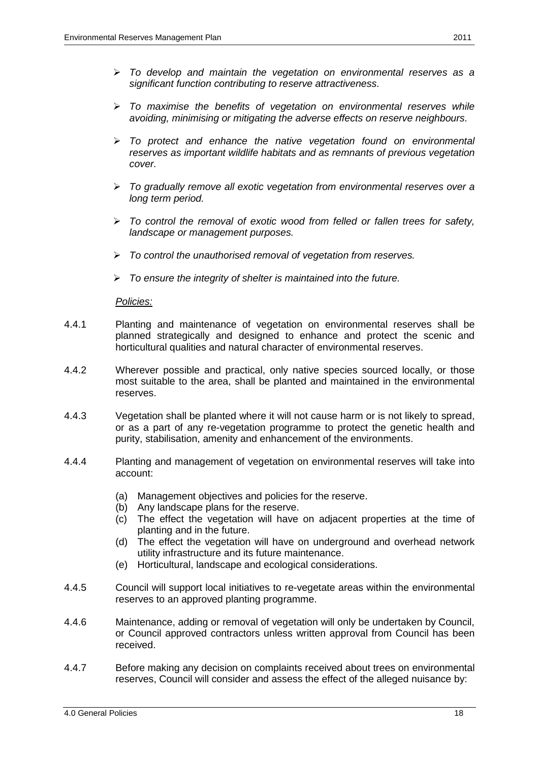- *To develop and maintain the vegetation on environmental reserves as a significant function contributing to reserve attractiveness.*

- *To maximise the benefits of vegetation on environmental reserves while avoiding, minimising or mitigating the adverse effects on reserve neighbours.*

- *To protect and enhance the native vegetation found on environmental reserves as important wildlife habitats and as remnants of previous vegetation cover.*

- *To gradually remove all exotic vegetation from environmental reserves over a long term period.*

- *To control the removal of exotic wood from felled or fallen trees for safety, landscape or management purposes.*

- *To control the unauthorised removal of vegetation from reserves.*

- *To ensure the integrity of shelter is maintained into the future.*

*Policies:*

4.4.1 Planting and maintenance of vegetation on environmental reserves shall be planned strategically and designed to enhance and protect the scenic and horticultural qualities and natural character of environmental reserves.

4.4.2 Wherever possible and practical, only native species sourced locally, or those most suitable to the area, shall be planted and maintained in the environmental reserves.

4.4.3 Vegetation shall be planted where it will not cause harm or is not likely to spread, or as a part of any re-vegetation programme to protect the genetic health and purity, stabilisation, amenity and enhancement of the environments.

4.4.4 Planting and management of vegetation on environmental reserves will take into account:

(a) Management objectives and policies for the reserve.
(b) Any landscape plans for the reserve.
(c) The effect the vegetation will have on adjacent properties at the time of planting and in the future.
(d) The effect the vegetation will have on underground and overhead network utility infrastructure and its future maintenance.
(e) Horticultural, landscape and ecological considerations.

4.4.5 Council will support local initiatives to re-vegetate areas within the environmental reserves to an approved planting programme.

4.4.6 Maintenance, adding or removal of vegetation will only be undertaken by Council, or Council approved contractors unless written approval from Council has been received.

4.4.7 Before making any decision on complaints received about trees on environmental reserves, Council will consider and assess the effect of the alleged nuisance by: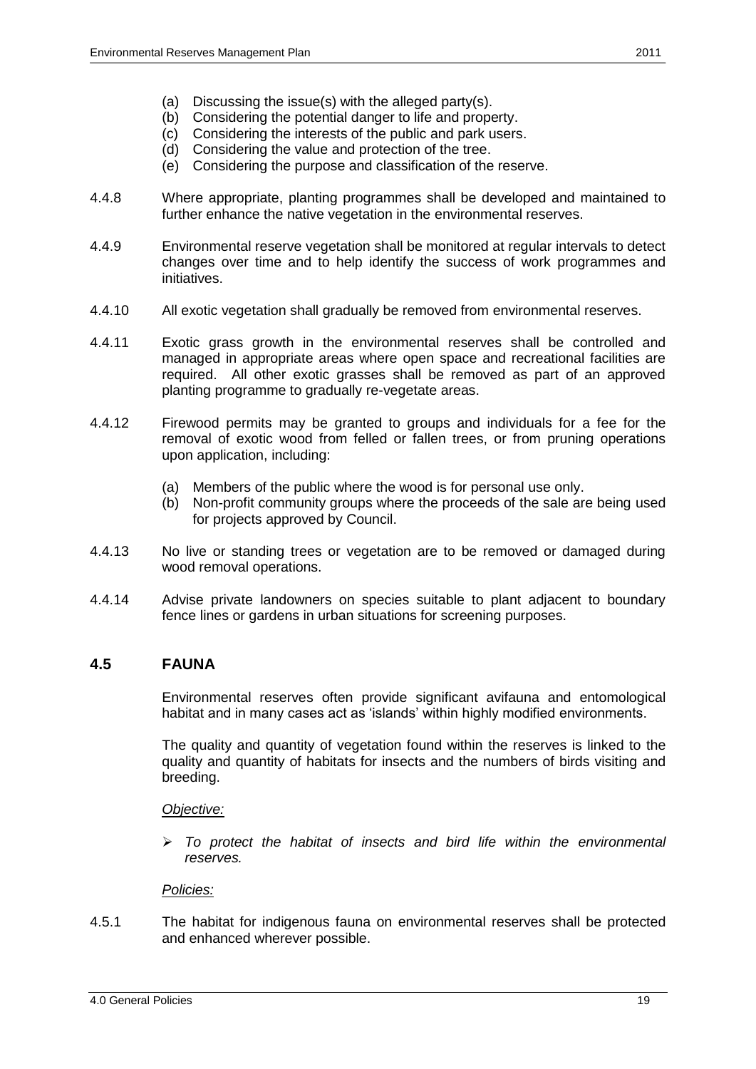(a) Discussing the issue(s) with the alleged party(s).
(b) Considering the potential danger to life and property.
(c) Considering the interests of the public and park users.
(d) Considering the value and protection of the tree.
(e) Considering the purpose and classification of the reserve.

4.4.8 Where appropriate, planting programmes shall be developed and maintained to further enhance the native vegetation in the environmental reserves.

4.4.9 Environmental reserve vegetation shall be monitored at regular intervals to detect changes over time and to help identify the success of work programmes and initiatives.

4.4.10 All exotic vegetation shall gradually be removed from environmental reserves.

4.4.11 Exotic grass growth in the environmental reserves shall be controlled and managed in appropriate areas where open space and recreational facilities are required. All other exotic grasses shall be removed as part of an approved planting programme to gradually re-vegetate areas.

4.4.12 Firewood permits may be granted to groups and individuals for a fee for the removal of exotic wood from felled or fallen trees, or from pruning operations upon application, including:

(a) Members of the public where the wood is for personal use only.
(b) Non-profit community groups where the proceeds of the sale are being used for projects approved by Council.

4.4.13 No live or standing trees or vegetation are to be removed or damaged during wood removal operations.

4.4.14 Advise private landowners on species suitable to plant adjacent to boundary fence lines or gardens in urban situations for screening purposes.

## 4.5 FAUNA

Environmental reserves often provide significant avifauna and entomological habitat and in many cases act as 'islands' within highly modified environments.

The quality and quantity of vegetation found within the reserves is linked to the quality and quantity of habitats for insects and the numbers of birds visiting and breeding.

*Objective:*

- *To protect the habitat of insects and bird life within the environmental reserves.*

*Policies:*

4.5.1 The habitat for indigenous fauna on environmental reserves shall be protected and enhanced wherever possible.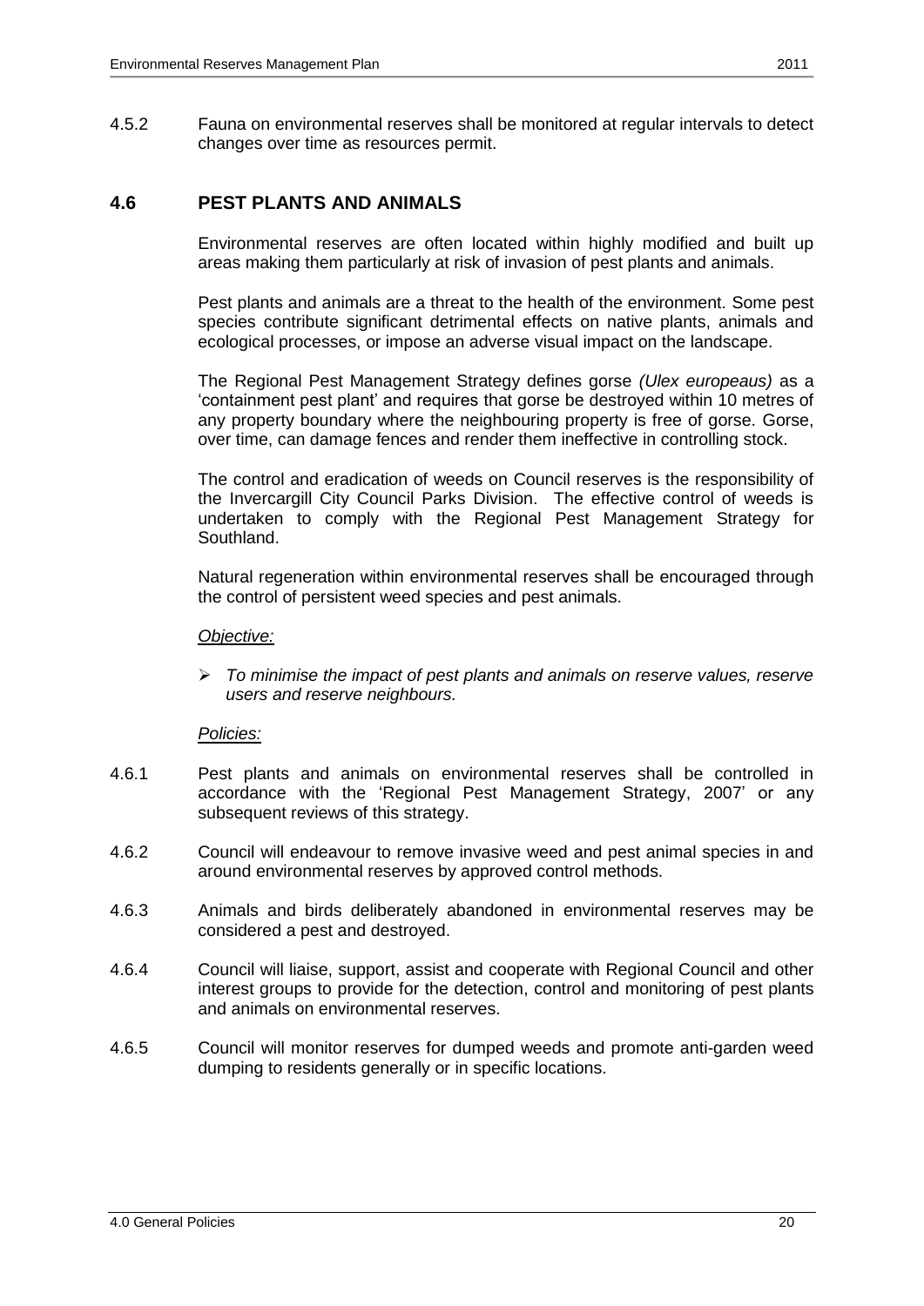4.5.2 Fauna on environmental reserves shall be monitored at regular intervals to detect changes over time as resources permit.

## 4.6 PEST PLANTS AND ANIMALS

Environmental reserves are often located within highly modified and built up areas making them particularly at risk of invasion of pest plants and animals.

Pest plants and animals are a threat to the health of the environment. Some pest species contribute significant detrimental effects on native plants, animals and ecological processes, or impose an adverse visual impact on the landscape.

The Regional Pest Management Strategy defines gorse *(Ulex europeaus)* as a 'containment pest plant' and requires that gorse be destroyed within 10 metres of any property boundary where the neighbouring property is free of gorse. Gorse, over time, can damage fences and render them ineffective in controlling stock.

The control and eradication of weeds on Council reserves is the responsibility of the Invercargill City Council Parks Division. The effective control of weeds is undertaken to comply with the Regional Pest Management Strategy for Southland.

Natural regeneration within environmental reserves shall be encouraged through the control of persistent weed species and pest animals.

*Objective:*

- *To minimise the impact of pest plants and animals on reserve values, reserve users and reserve neighbours.*

*Policies:*

4.6.1 Pest plants and animals on environmental reserves shall be controlled in accordance with the 'Regional Pest Management Strategy, 2007' or any subsequent reviews of this strategy.

4.6.2 Council will endeavour to remove invasive weed and pest animal species in and around environmental reserves by approved control methods.

4.6.3 Animals and birds deliberately abandoned in environmental reserves may be considered a pest and destroyed.

4.6.4 Council will liaise, support, assist and cooperate with Regional Council and other interest groups to provide for the detection, control and monitoring of pest plants and animals on environmental reserves.

4.6.5 Council will monitor reserves for dumped weeds and promote anti-garden weed dumping to residents generally or in specific locations.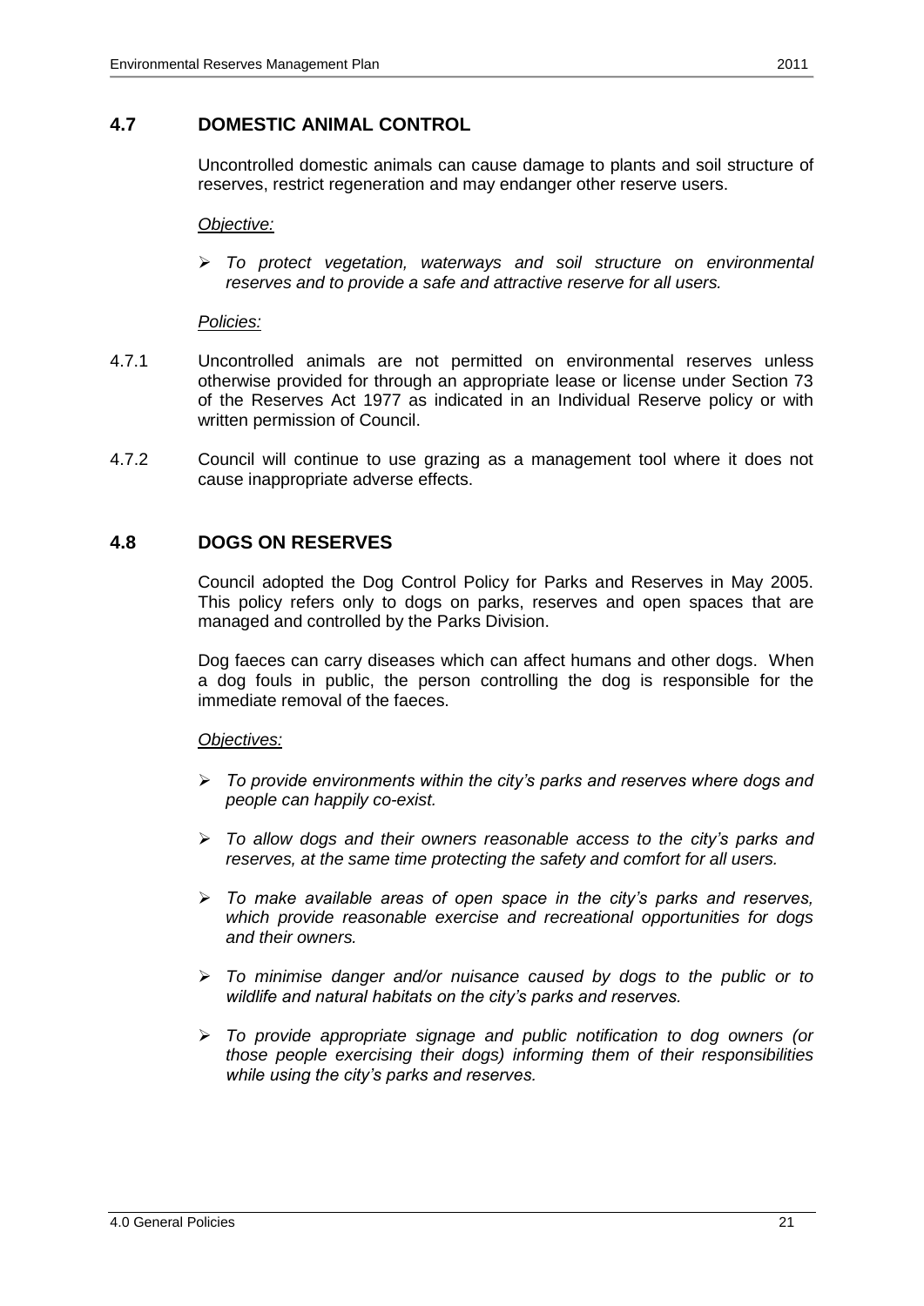## 4.7 DOMESTIC ANIMAL CONTROL

Uncontrolled domestic animals can cause damage to plants and soil structure of reserves, restrict regeneration and may endanger other reserve users.

*Objective:*

- *To protect vegetation, waterways and soil structure on environmental reserves and to provide a safe and attractive reserve for all users.*

*Policies:*

4.7.1 Uncontrolled animals are not permitted on environmental reserves unless otherwise provided for through an appropriate lease or license under Section 73 of the Reserves Act 1977 as indicated in an Individual Reserve policy or with written permission of Council.

4.7.2 Council will continue to use grazing as a management tool where it does not cause inappropriate adverse effects.

## 4.8 DOGS ON RESERVES

Council adopted the Dog Control Policy for Parks and Reserves in May 2005. This policy refers only to dogs on parks, reserves and open spaces that are managed and controlled by the Parks Division.

Dog faeces can carry diseases which can affect humans and other dogs. When a dog fouls in public, the person controlling the dog is responsible for the immediate removal of the faeces.

*Objectives:*

- *To provide environments within the city's parks and reserves where dogs and people can happily co-exist.*
- *To allow dogs and their owners reasonable access to the city's parks and reserves, at the same time protecting the safety and comfort for all users.*
- *To make available areas of open space in the city's parks and reserves, which provide reasonable exercise and recreational opportunities for dogs and their owners.*
- *To minimise danger and/or nuisance caused by dogs to the public or to wildlife and natural habitats on the city's parks and reserves.*
- *To provide appropriate signage and public notification to dog owners (or those people exercising their dogs) informing them of their responsibilities while using the city's parks and reserves.*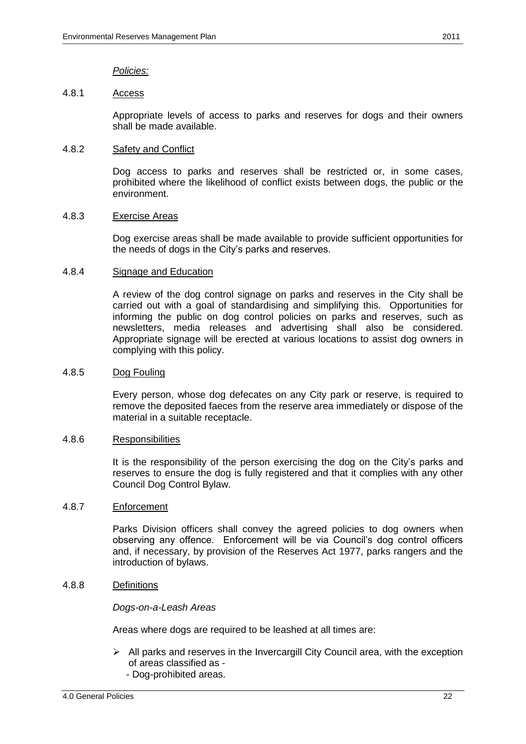*Policies:*

#### 4.8.1 Access

Appropriate levels of access to parks and reserves for dogs and their owners shall be made available.

#### 4.8.2 Safety and Conflict

Dog access to parks and reserves shall be restricted or, in some cases, prohibited where the likelihood of conflict exists between dogs, the public or the environment.

#### 4.8.3 Exercise Areas

Dog exercise areas shall be made available to provide sufficient opportunities for the needs of dogs in the City's parks and reserves.

#### 4.8.4 Signage and Education

A review of the dog control signage on parks and reserves in the City shall be carried out with a goal of standardising and simplifying this. Opportunities for informing the public on dog control policies on parks and reserves, such as newsletters, media releases and advertising shall also be considered. Appropriate signage will be erected at various locations to assist dog owners in complying with this policy.

#### 4.8.5 Dog Fouling

Every person, whose dog defecates on any City park or reserve, is required to remove the deposited faeces from the reserve area immediately or dispose of the material in a suitable receptacle.

#### 4.8.6 Responsibilities

It is the responsibility of the person exercising the dog on the City's parks and reserves to ensure the dog is fully registered and that it complies with any other Council Dog Control Bylaw.

#### 4.8.7 Enforcement

Parks Division officers shall convey the agreed policies to dog owners when observing any offence. Enforcement will be via Council's dog control officers and, if necessary, by provision of the Reserves Act 1977, parks rangers and the introduction of bylaws.

#### 4.8.8 Definitions

*Dogs-on-a-Leash Areas*

Areas where dogs are required to be leashed at all times are:

- All parks and reserves in the Invercargill City Council area, with the exception of areas classified as -
  - Dog-prohibited areas.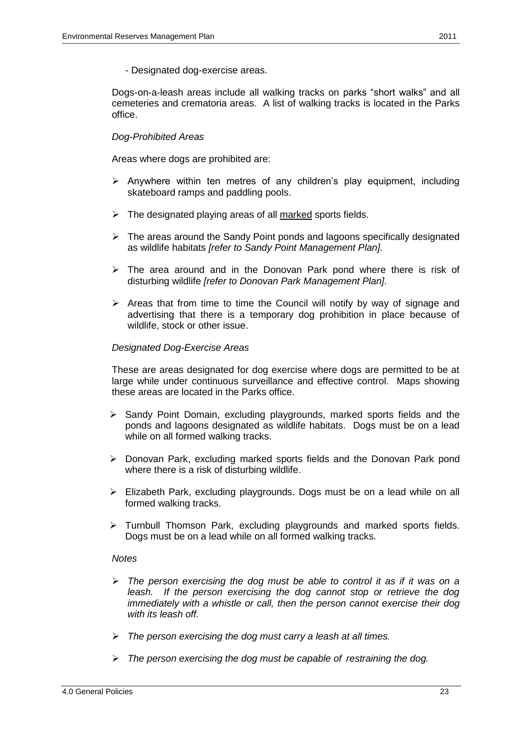- Designated dog-exercise areas.

Dogs-on-a-leash areas include all walking tracks on parks "short walks" and all cemeteries and crematoria areas. A list of walking tracks is located in the Parks office.

*Dog-Prohibited Areas*

Areas where dogs are prohibited are:

- Anywhere within ten metres of any children's play equipment, including skateboard ramps and paddling pools.
- The designated playing areas of all <u>marked</u> sports fields.
- The areas around the Sandy Point ponds and lagoons specifically designated as wildlife habitats *[refer to Sandy Point Management Plan].*
- The area around and in the Donovan Park pond where there is risk of disturbing wildlife *[refer to Donovan Park Management Plan].*
- Areas that from time to time the Council will notify by way of signage and advertising that there is a temporary dog prohibition in place because of wildlife, stock or other issue.

*Designated Dog-Exercise Areas*

These are areas designated for dog exercise where dogs are permitted to be at large while under continuous surveillance and effective control. Maps showing these areas are located in the Parks office.

- Sandy Point Domain, excluding playgrounds, marked sports fields and the ponds and lagoons designated as wildlife habitats. Dogs must be on a lead while on all formed walking tracks.
- Donovan Park, excluding marked sports fields and the Donovan Park pond where there is a risk of disturbing wildlife.
- Elizabeth Park, excluding playgrounds. Dogs must be on a lead while on all formed walking tracks.
- Turnbull Thomson Park, excluding playgrounds and marked sports fields. Dogs must be on a lead while on all formed walking tracks.

*Notes*

- *The person exercising the dog must be able to control it as if it was on a leash. If the person exercising the dog cannot stop or retrieve the dog immediately with a whistle or call, then the person cannot exercise their dog with its leash off.*
- *The person exercising the dog must carry a leash at all times.*
- *The person exercising the dog must be capable of restraining the dog.*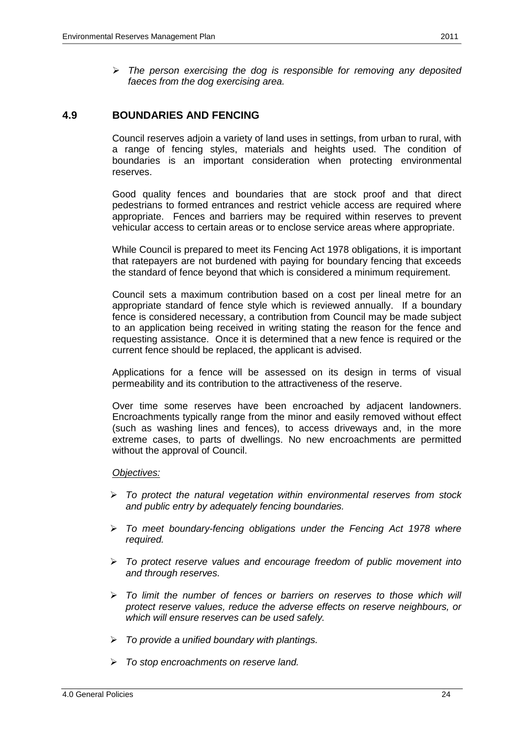- *The person exercising the dog is responsible for removing any deposited faeces from the dog exercising area.*

## 4.9 BOUNDARIES AND FENCING

Council reserves adjoin a variety of land uses in settings, from urban to rural, with a range of fencing styles, materials and heights used. The condition of boundaries is an important consideration when protecting environmental reserves.

Good quality fences and boundaries that are stock proof and that direct pedestrians to formed entrances and restrict vehicle access are required where appropriate. Fences and barriers may be required within reserves to prevent vehicular access to certain areas or to enclose service areas where appropriate.

While Council is prepared to meet its Fencing Act 1978 obligations, it is important that ratepayers are not burdened with paying for boundary fencing that exceeds the standard of fence beyond that which is considered a minimum requirement.

Council sets a maximum contribution based on a cost per lineal metre for an appropriate standard of fence style which is reviewed annually. If a boundary fence is considered necessary, a contribution from Council may be made subject to an application being received in writing stating the reason for the fence and requesting assistance. Once it is determined that a new fence is required or the current fence should be replaced, the applicant is advised.

Applications for a fence will be assessed on its design in terms of visual permeability and its contribution to the attractiveness of the reserve.

Over time some reserves have been encroached by adjacent landowners. Encroachments typically range from the minor and easily removed without effect (such as washing lines and fences), to access driveways and, in the more extreme cases, to parts of dwellings. No new encroachments are permitted without the approval of Council.

<u>*Objectives:*</u>

- *To protect the natural vegetation within environmental reserves from stock and public entry by adequately fencing boundaries.*
- *To meet boundary-fencing obligations under the Fencing Act 1978 where required.*
- *To protect reserve values and encourage freedom of public movement into and through reserves.*
- *To limit the number of fences or barriers on reserves to those which will protect reserve values, reduce the adverse effects on reserve neighbours, or which will ensure reserves can be used safely.*
- *To provide a unified boundary with plantings.*
- *To stop encroachments on reserve land.*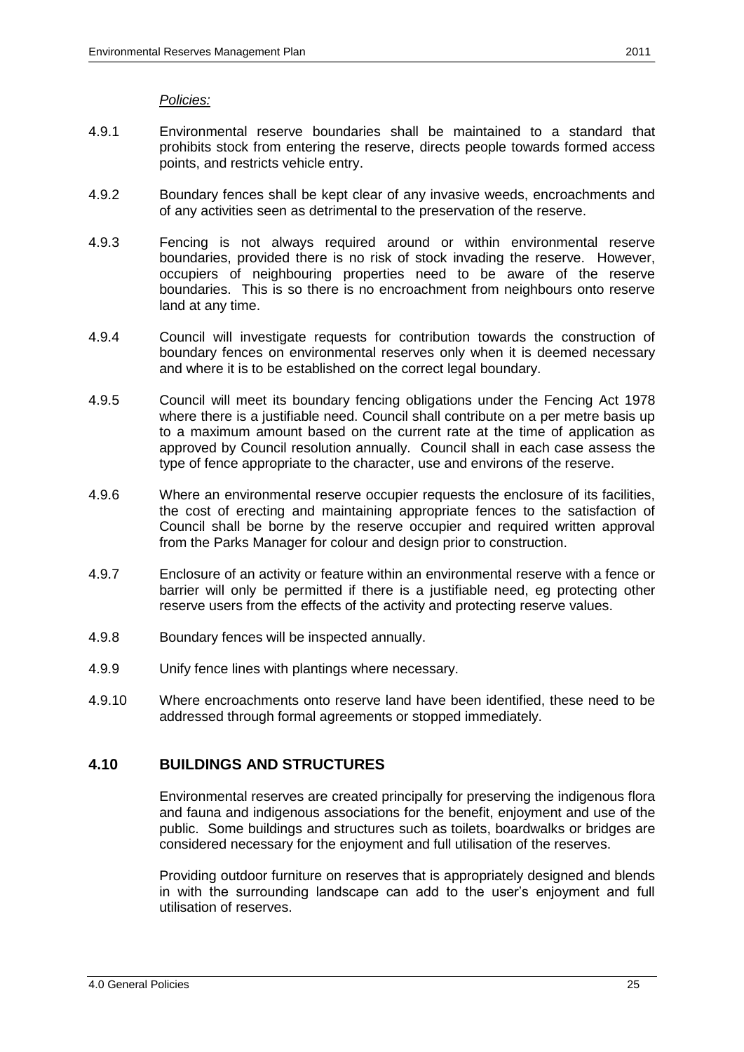*Policies:*

4.9.1 Environmental reserve boundaries shall be maintained to a standard that prohibits stock from entering the reserve, directs people towards formed access points, and restricts vehicle entry.

4.9.2 Boundary fences shall be kept clear of any invasive weeds, encroachments and of any activities seen as detrimental to the preservation of the reserve.

4.9.3 Fencing is not always required around or within environmental reserve boundaries, provided there is no risk of stock invading the reserve. However, occupiers of neighbouring properties need to be aware of the reserve boundaries. This is so there is no encroachment from neighbours onto reserve land at any time.

4.9.4 Council will investigate requests for contribution towards the construction of boundary fences on environmental reserves only when it is deemed necessary and where it is to be established on the correct legal boundary.

4.9.5 Council will meet its boundary fencing obligations under the Fencing Act 1978 where there is a justifiable need. Council shall contribute on a per metre basis up to a maximum amount based on the current rate at the time of application as approved by Council resolution annually. Council shall in each case assess the type of fence appropriate to the character, use and environs of the reserve.

4.9.6 Where an environmental reserve occupier requests the enclosure of its facilities, the cost of erecting and maintaining appropriate fences to the satisfaction of Council shall be borne by the reserve occupier and required written approval from the Parks Manager for colour and design prior to construction.

4.9.7 Enclosure of an activity or feature within an environmental reserve with a fence or barrier will only be permitted if there is a justifiable need, eg protecting other reserve users from the effects of the activity and protecting reserve values.

4.9.8 Boundary fences will be inspected annually.

4.9.9 Unify fence lines with plantings where necessary.

4.9.10 Where encroachments onto reserve land have been identified, these need to be addressed through formal agreements or stopped immediately.

## 4.10 BUILDINGS AND STRUCTURES

Environmental reserves are created principally for preserving the indigenous flora and fauna and indigenous associations for the benefit, enjoyment and use of the public. Some buildings and structures such as toilets, boardwalks or bridges are considered necessary for the enjoyment and full utilisation of the reserves.

Providing outdoor furniture on reserves that is appropriately designed and blends in with the surrounding landscape can add to the user's enjoyment and full utilisation of reserves.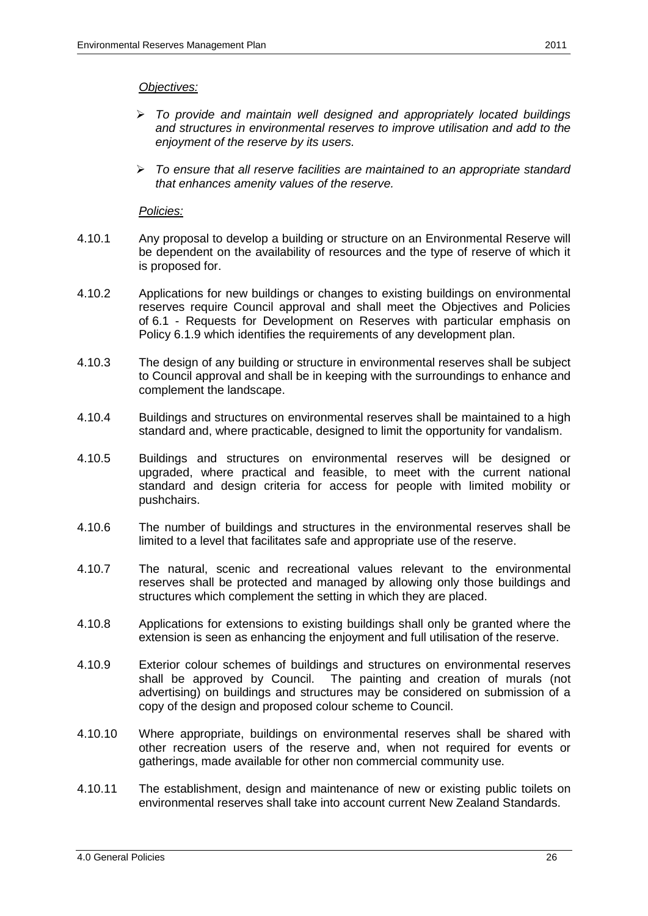*Objectives:*

- *To provide and maintain well designed and appropriately located buildings and structures in environmental reserves to improve utilisation and add to the enjoyment of the reserve by its users.*
- *To ensure that all reserve facilities are maintained to an appropriate standard that enhances amenity values of the reserve.*

*Policies:*

4.10.1 Any proposal to develop a building or structure on an Environmental Reserve will be dependent on the availability of resources and the type of reserve of which it is proposed for.

4.10.2 Applications for new buildings or changes to existing buildings on environmental reserves require Council approval and shall meet the Objectives and Policies of 6.1 - Requests for Development on Reserves with particular emphasis on Policy 6.1.9 which identifies the requirements of any development plan.

4.10.3 The design of any building or structure in environmental reserves shall be subject to Council approval and shall be in keeping with the surroundings to enhance and complement the landscape.

4.10.4 Buildings and structures on environmental reserves shall be maintained to a high standard and, where practicable, designed to limit the opportunity for vandalism.

4.10.5 Buildings and structures on environmental reserves will be designed or upgraded, where practical and feasible, to meet with the current national standard and design criteria for access for people with limited mobility or pushchairs.

4.10.6 The number of buildings and structures in the environmental reserves shall be limited to a level that facilitates safe and appropriate use of the reserve.

4.10.7 The natural, scenic and recreational values relevant to the environmental reserves shall be protected and managed by allowing only those buildings and structures which complement the setting in which they are placed.

4.10.8 Applications for extensions to existing buildings shall only be granted where the extension is seen as enhancing the enjoyment and full utilisation of the reserve.

4.10.9 Exterior colour schemes of buildings and structures on environmental reserves shall be approved by Council. The painting and creation of murals (not advertising) on buildings and structures may be considered on submission of a copy of the design and proposed colour scheme to Council.

4.10.10 Where appropriate, buildings on environmental reserves shall be shared with other recreation users of the reserve and, when not required for events or gatherings, made available for other non commercial community use.

4.10.11 The establishment, design and maintenance of new or existing public toilets on environmental reserves shall take into account current New Zealand Standards.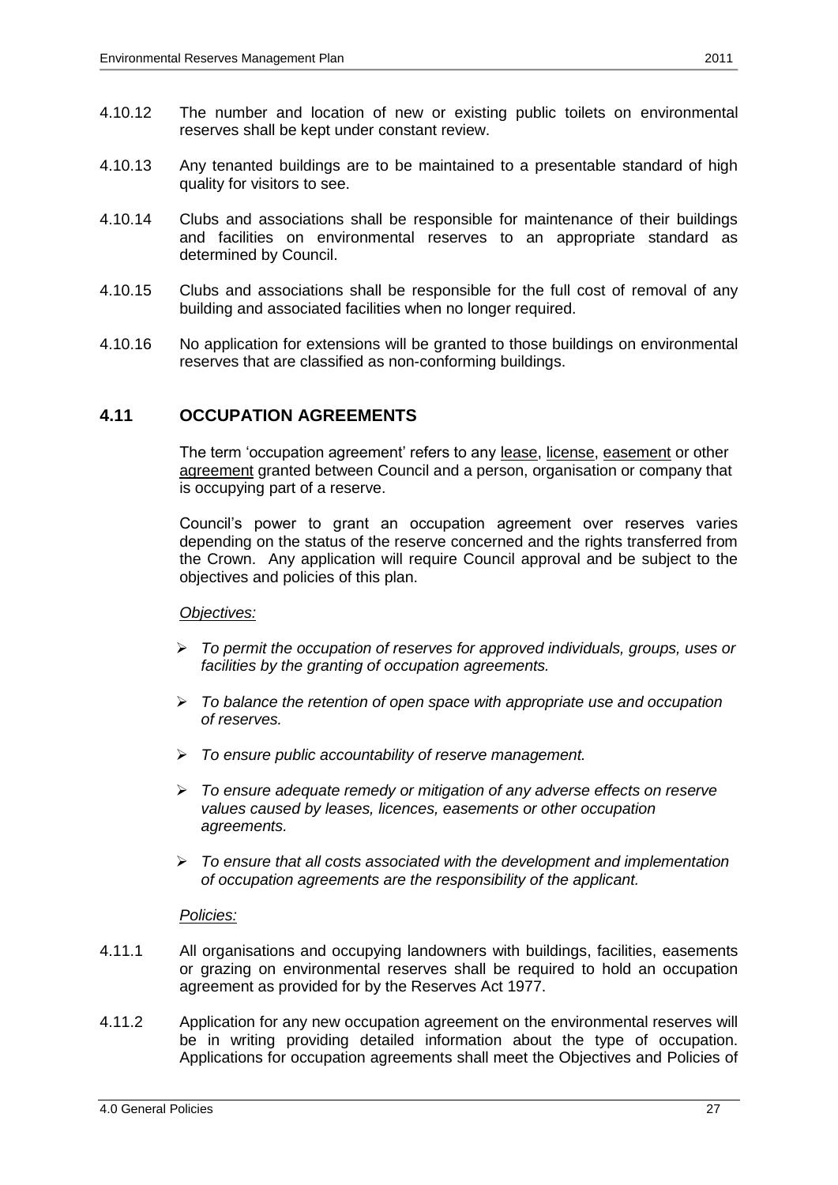4.10.12 The number and location of new or existing public toilets on environmental reserves shall be kept under constant review.

4.10.13 Any tenanted buildings are to be maintained to a presentable standard of high quality for visitors to see.

4.10.14 Clubs and associations shall be responsible for maintenance of their buildings and facilities on environmental reserves to an appropriate standard as determined by Council.

4.10.15 Clubs and associations shall be responsible for the full cost of removal of any building and associated facilities when no longer required.

4.10.16 No application for extensions will be granted to those buildings on environmental reserves that are classified as non-conforming buildings.

## 4.11 OCCUPATION AGREEMENTS

The term 'occupation agreement' refers to any lease, license, easement or other agreement granted between Council and a person, organisation or company that is occupying part of a reserve.

Council's power to grant an occupation agreement over reserves varies depending on the status of the reserve concerned and the rights transferred from the Crown. Any application will require Council approval and be subject to the objectives and policies of this plan.

*Objectives:*

- *To permit the occupation of reserves for approved individuals, groups, uses or facilities by the granting of occupation agreements.*
- *To balance the retention of open space with appropriate use and occupation of reserves.*
- *To ensure public accountability of reserve management.*
- *To ensure adequate remedy or mitigation of any adverse effects on reserve values caused by leases, licences, easements or other occupation agreements.*
- *To ensure that all costs associated with the development and implementation of occupation agreements are the responsibility of the applicant.*

*Policies:*

4.11.1 All organisations and occupying landowners with buildings, facilities, easements or grazing on environmental reserves shall be required to hold an occupation agreement as provided for by the Reserves Act 1977.

4.11.2 Application for any new occupation agreement on the environmental reserves will be in writing providing detailed information about the type of occupation. Applications for occupation agreements shall meet the Objectives and Policies of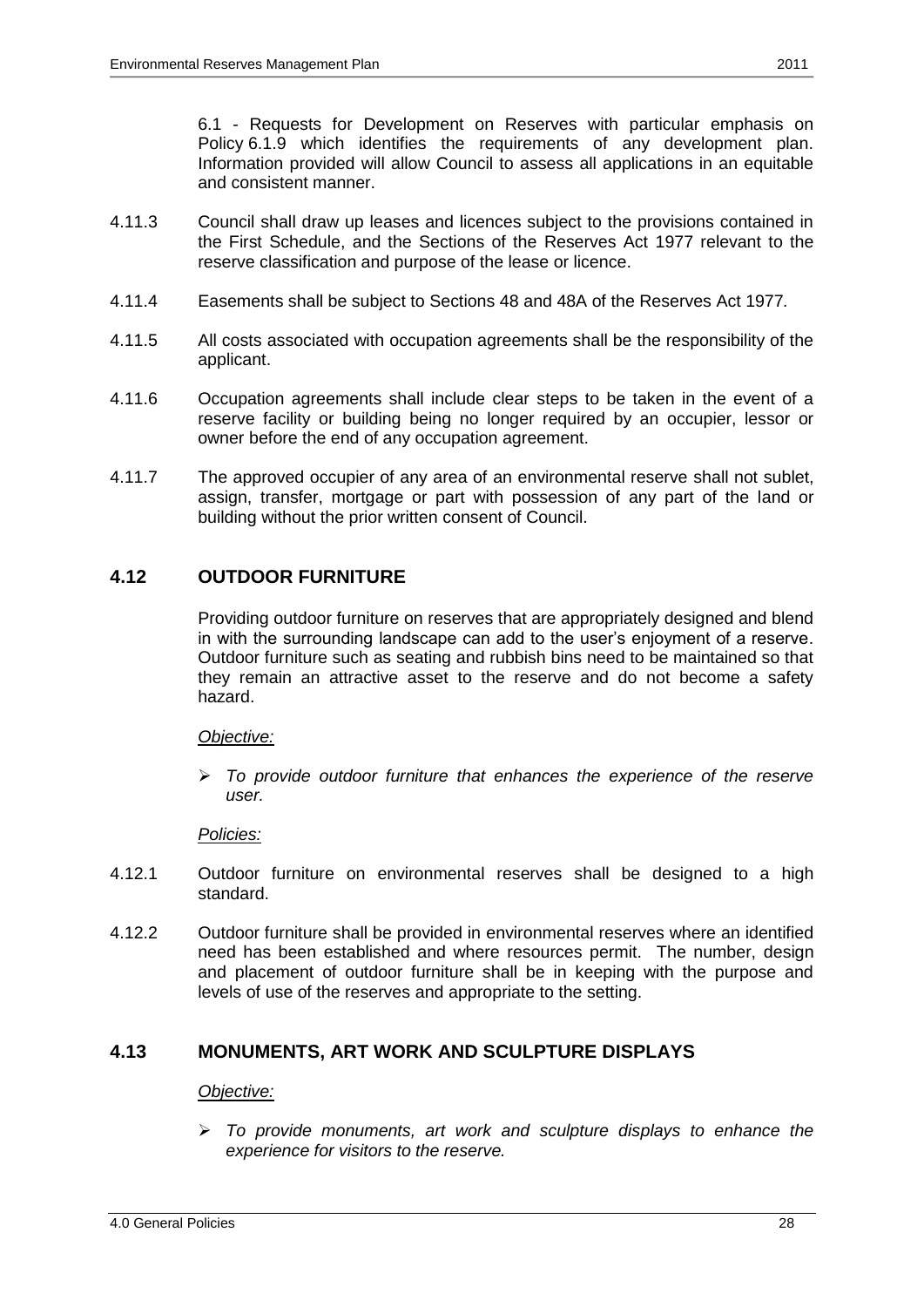6.1 - Requests for Development on Reserves with particular emphasis on Policy 6.1.9 which identifies the requirements of any development plan. Information provided will allow Council to assess all applications in an equitable and consistent manner.

4.11.3 Council shall draw up leases and licences subject to the provisions contained in the First Schedule, and the Sections of the Reserves Act 1977 relevant to the reserve classification and purpose of the lease or licence.

4.11.4 Easements shall be subject to Sections 48 and 48A of the Reserves Act 1977.

4.11.5 All costs associated with occupation agreements shall be the responsibility of the applicant.

4.11.6 Occupation agreements shall include clear steps to be taken in the event of a reserve facility or building being no longer required by an occupier, lessor or owner before the end of any occupation agreement.

4.11.7 The approved occupier of any area of an environmental reserve shall not sublet, assign, transfer, mortgage or part with possession of any part of the land or building without the prior written consent of Council.

## 4.12 OUTDOOR FURNITURE

Providing outdoor furniture on reserves that are appropriately designed and blend in with the surrounding landscape can add to the user's enjoyment of a reserve. Outdoor furniture such as seating and rubbish bins need to be maintained so that they remain an attractive asset to the reserve and do not become a safety hazard.

*Objective:*

- *To provide outdoor furniture that enhances the experience of the reserve user.*

*Policies:*

4.12.1 Outdoor furniture on environmental reserves shall be designed to a high standard.

4.12.2 Outdoor furniture shall be provided in environmental reserves where an identified need has been established and where resources permit. The number, design and placement of outdoor furniture shall be in keeping with the purpose and levels of use of the reserves and appropriate to the setting.

## 4.13 MONUMENTS, ART WORK AND SCULPTURE DISPLAYS

*Objective:*

- *To provide monuments, art work and sculpture displays to enhance the experience for visitors to the reserve.*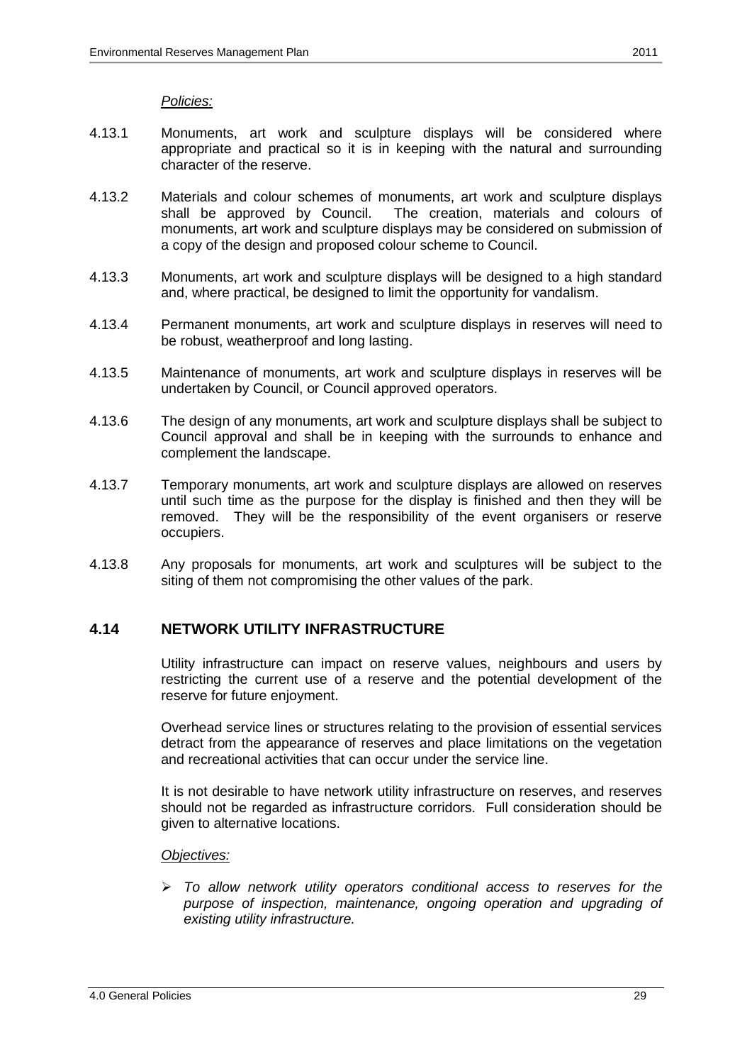*Policies:*

4.13.1 Monuments, art work and sculpture displays will be considered where appropriate and practical so it is in keeping with the natural and surrounding character of the reserve.

4.13.2 Materials and colour schemes of monuments, art work and sculpture displays shall be approved by Council. The creation, materials and colours of monuments, art work and sculpture displays may be considered on submission of a copy of the design and proposed colour scheme to Council.

4.13.3 Monuments, art work and sculpture displays will be designed to a high standard and, where practical, be designed to limit the opportunity for vandalism.

4.13.4 Permanent monuments, art work and sculpture displays in reserves will need to be robust, weatherproof and long lasting.

4.13.5 Maintenance of monuments, art work and sculpture displays in reserves will be undertaken by Council, or Council approved operators.

4.13.6 The design of any monuments, art work and sculpture displays shall be subject to Council approval and shall be in keeping with the surrounds to enhance and complement the landscape.

4.13.7 Temporary monuments, art work and sculpture displays are allowed on reserves until such time as the purpose for the display is finished and then they will be removed. They will be the responsibility of the event organisers or reserve occupiers.

4.13.8 Any proposals for monuments, art work and sculptures will be subject to the siting of them not compromising the other values of the park.

## 4.14 NETWORK UTILITY INFRASTRUCTURE

Utility infrastructure can impact on reserve values, neighbours and users by restricting the current use of a reserve and the potential development of the reserve for future enjoyment.

Overhead service lines or structures relating to the provision of essential services detract from the appearance of reserves and place limitations on the vegetation and recreational activities that can occur under the service line.

It is not desirable to have network utility infrastructure on reserves, and reserves should not be regarded as infrastructure corridors. Full consideration should be given to alternative locations.

*Objectives:*

- *To allow network utility operators conditional access to reserves for the purpose of inspection, maintenance, ongoing operation and upgrading of existing utility infrastructure.*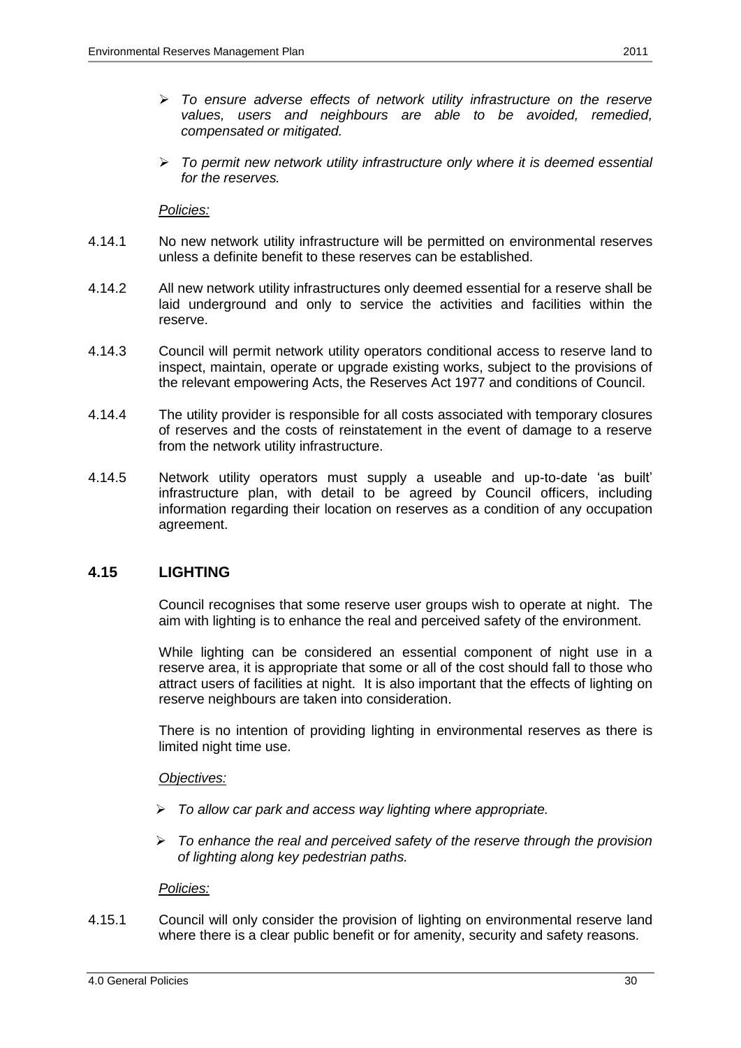- *To ensure adverse effects of network utility infrastructure on the reserve values, users and neighbours are able to be avoided, remedied, compensated or mitigated.*
- *To permit new network utility infrastructure only where it is deemed essential for the reserves.*

*Policies:*

4.14.1 No new network utility infrastructure will be permitted on environmental reserves unless a definite benefit to these reserves can be established.

4.14.2 All new network utility infrastructures only deemed essential for a reserve shall be laid underground and only to service the activities and facilities within the reserve.

4.14.3 Council will permit network utility operators conditional access to reserve land to inspect, maintain, operate or upgrade existing works, subject to the provisions of the relevant empowering Acts, the Reserves Act 1977 and conditions of Council.

4.14.4 The utility provider is responsible for all costs associated with temporary closures of reserves and the costs of reinstatement in the event of damage to a reserve from the network utility infrastructure.

4.14.5 Network utility operators must supply a useable and up-to-date 'as built' infrastructure plan, with detail to be agreed by Council officers, including information regarding their location on reserves as a condition of any occupation agreement.

## 4.15 LIGHTING

Council recognises that some reserve user groups wish to operate at night. The aim with lighting is to enhance the real and perceived safety of the environment.

While lighting can be considered an essential component of night use in a reserve area, it is appropriate that some or all of the cost should fall to those who attract users of facilities at night. It is also important that the effects of lighting on reserve neighbours are taken into consideration.

There is no intention of providing lighting in environmental reserves as there is limited night time use.

*Objectives:*

- *To allow car park and access way lighting where appropriate.*
- *To enhance the real and perceived safety of the reserve through the provision of lighting along key pedestrian paths.*

*Policies:*

4.15.1 Council will only consider the provision of lighting on environmental reserve land where there is a clear public benefit or for amenity, security and safety reasons.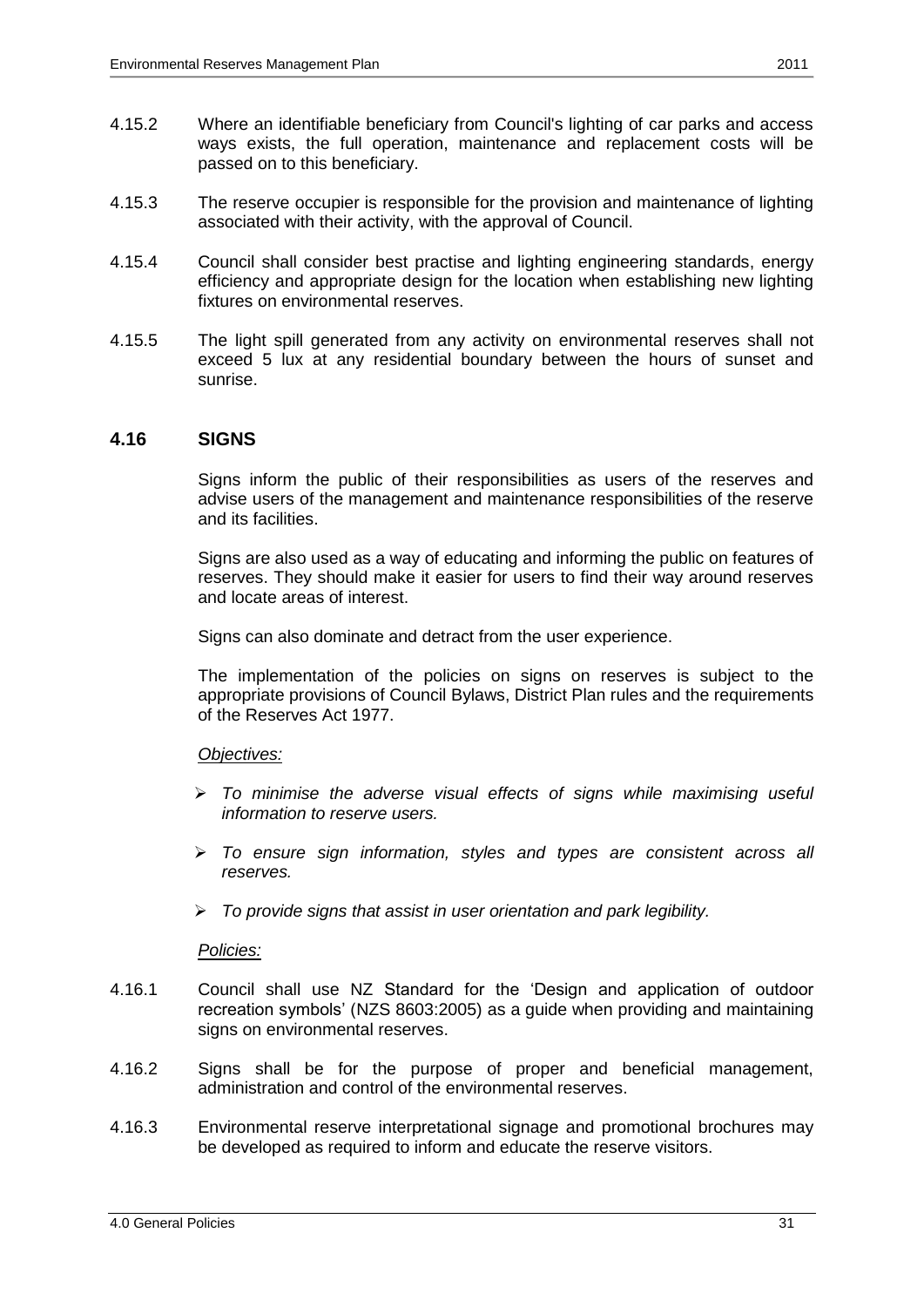4.15.2 Where an identifiable beneficiary from Council's lighting of car parks and access ways exists, the full operation, maintenance and replacement costs will be passed on to this beneficiary.

4.15.3 The reserve occupier is responsible for the provision and maintenance of lighting associated with their activity, with the approval of Council.

4.15.4 Council shall consider best practise and lighting engineering standards, energy efficiency and appropriate design for the location when establishing new lighting fixtures on environmental reserves.

4.15.5 The light spill generated from any activity on environmental reserves shall not exceed 5 lux at any residential boundary between the hours of sunset and sunrise.

## 4.16 SIGNS

Signs inform the public of their responsibilities as users of the reserves and advise users of the management and maintenance responsibilities of the reserve and its facilities.

Signs are also used as a way of educating and informing the public on features of reserves. They should make it easier for users to find their way around reserves and locate areas of interest.

Signs can also dominate and detract from the user experience.

The implementation of the policies on signs on reserves is subject to the appropriate provisions of Council Bylaws, District Plan rules and the requirements of the Reserves Act 1977.

*Objectives:*

- *To minimise the adverse visual effects of signs while maximising useful information to reserve users.*
- *To ensure sign information, styles and types are consistent across all reserves.*
- *To provide signs that assist in user orientation and park legibility.*

*Policies:*

4.16.1 Council shall use NZ Standard for the 'Design and application of outdoor recreation symbols' (NZS 8603:2005) as a guide when providing and maintaining signs on environmental reserves.

4.16.2 Signs shall be for the purpose of proper and beneficial management, administration and control of the environmental reserves.

4.16.3 Environmental reserve interpretational signage and promotional brochures may be developed as required to inform and educate the reserve visitors.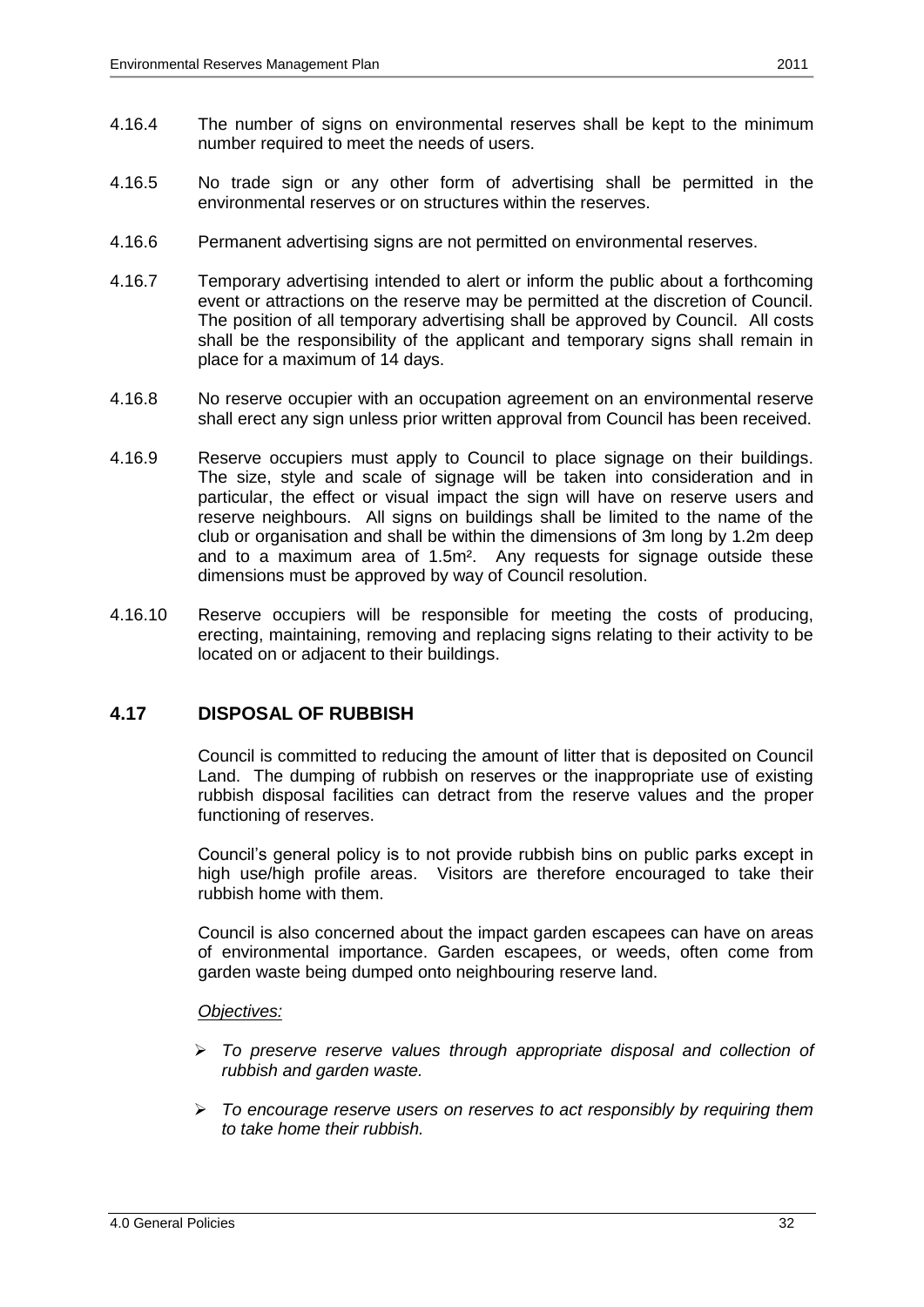4.16.4 The number of signs on environmental reserves shall be kept to the minimum number required to meet the needs of users.

4.16.5 No trade sign or any other form of advertising shall be permitted in the environmental reserves or on structures within the reserves.

4.16.6 Permanent advertising signs are not permitted on environmental reserves.

4.16.7 Temporary advertising intended to alert or inform the public about a forthcoming event or attractions on the reserve may be permitted at the discretion of Council. The position of all temporary advertising shall be approved by Council. All costs shall be the responsibility of the applicant and temporary signs shall remain in place for a maximum of 14 days.

4.16.8 No reserve occupier with an occupation agreement on an environmental reserve shall erect any sign unless prior written approval from Council has been received.

4.16.9 Reserve occupiers must apply to Council to place signage on their buildings. The size, style and scale of signage will be taken into consideration and in particular, the effect or visual impact the sign will have on reserve users and reserve neighbours. All signs on buildings shall be limited to the name of the club or organisation and shall be within the dimensions of 3m long by 1.2m deep and to a maximum area of $1.5m^2$. Any requests for signage outside these dimensions must be approved by way of Council resolution.

4.16.10 Reserve occupiers will be responsible for meeting the costs of producing, erecting, maintaining, removing and replacing signs relating to their activity to be located on or adjacent to their buildings.

## 4.17 DISPOSAL OF RUBBISH

Council is committed to reducing the amount of litter that is deposited on Council Land. The dumping of rubbish on reserves or the inappropriate use of existing rubbish disposal facilities can detract from the reserve values and the proper functioning of reserves.

Council's general policy is to not provide rubbish bins on public parks except in high use/high profile areas. Visitors are therefore encouraged to take their rubbish home with them.

Council is also concerned about the impact garden escapees can have on areas of environmental importance. Garden escapees, or weeds, often come from garden waste being dumped onto neighbouring reserve land.

*Objectives:*

- *To preserve reserve values through appropriate disposal and collection of rubbish and garden waste.*
- *To encourage reserve users on reserves to act responsibly by requiring them to take home their rubbish.*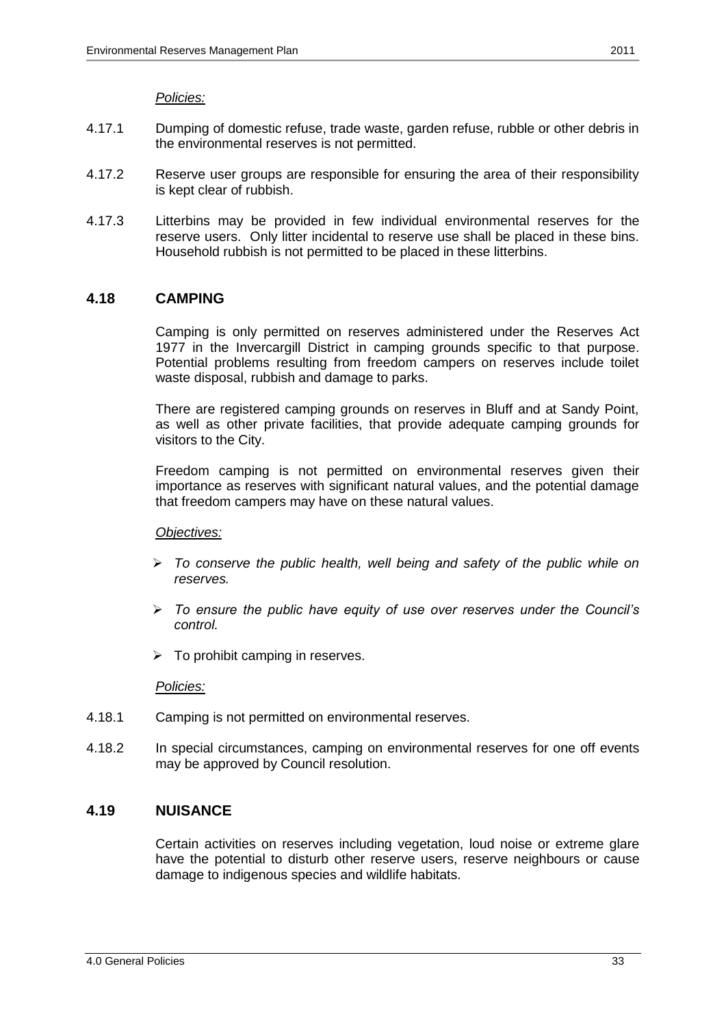*Policies:*

4.17.1 Dumping of domestic refuse, trade waste, garden refuse, rubble or other debris in the environmental reserves is not permitted.

4.17.2 Reserve user groups are responsible for ensuring the area of their responsibility is kept clear of rubbish.

4.17.3 Litterbins may be provided in few individual environmental reserves for the reserve users. Only litter incidental to reserve use shall be placed in these bins. Household rubbish is not permitted to be placed in these litterbins.

## 4.18 CAMPING

Camping is only permitted on reserves administered under the Reserves Act 1977 in the Invercargill District in camping grounds specific to that purpose. Potential problems resulting from freedom campers on reserves include toilet waste disposal, rubbish and damage to parks.

There are registered camping grounds on reserves in Bluff and at Sandy Point, as well as other private facilities, that provide adequate camping grounds for visitors to the City.

Freedom camping is not permitted on environmental reserves given their importance as reserves with significant natural values, and the potential damage that freedom campers may have on these natural values.

*Objectives:*

- *To conserve the public health, well being and safety of the public while on reserves.*
- *To ensure the public have equity of use over reserves under the Council's control.*
- To prohibit camping in reserves.

*Policies:*

4.18.1 Camping is not permitted on environmental reserves.

4.18.2 In special circumstances, camping on environmental reserves for one off events may be approved by Council resolution.

## 4.19 NUISANCE

Certain activities on reserves including vegetation, loud noise or extreme glare have the potential to disturb other reserve users, reserve neighbours or cause damage to indigenous species and wildlife habitats.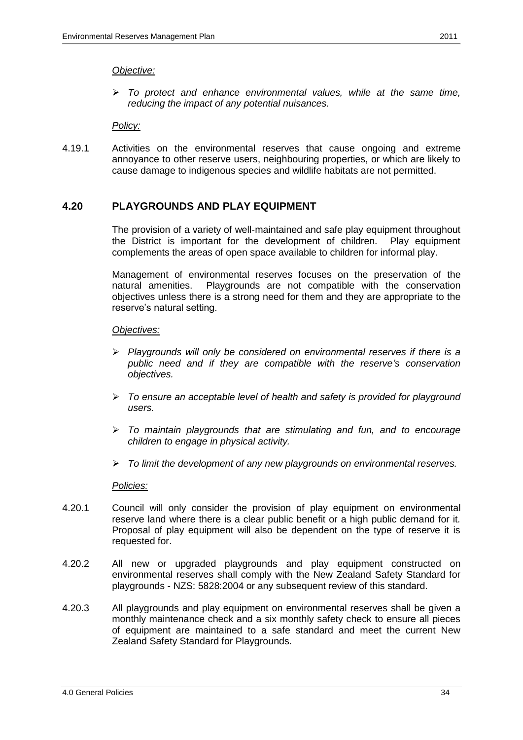*Objective:*

- *To protect and enhance environmental values, while at the same time, reducing the impact of any potential nuisances.*

*Policy:*

4.19.1 Activities on the environmental reserves that cause ongoing and extreme annoyance to other reserve users, neighbouring properties, or which are likely to cause damage to indigenous species and wildlife habitats are not permitted.

## 4.20 PLAYGROUNDS AND PLAY EQUIPMENT

The provision of a variety of well-maintained and safe play equipment throughout the District is important for the development of children. Play equipment complements the areas of open space available to children for informal play.

Management of environmental reserves focuses on the preservation of the natural amenities. Playgrounds are not compatible with the conservation objectives unless there is a strong need for them and they are appropriate to the reserve's natural setting.

*Objectives:*

- *Playgrounds will only be considered on environmental reserves if there is a public need and if they are compatible with the reserve's conservation objectives.*
- *To ensure an acceptable level of health and safety is provided for playground users.*
- *To maintain playgrounds that are stimulating and fun, and to encourage children to engage in physical activity.*
- *To limit the development of any new playgrounds on environmental reserves.*

*Policies:*

4.20.1 Council will only consider the provision of play equipment on environmental reserve land where there is a clear public benefit or a high public demand for it. Proposal of play equipment will also be dependent on the type of reserve it is requested for.

4.20.2 All new or upgraded playgrounds and play equipment constructed on environmental reserves shall comply with the New Zealand Safety Standard for playgrounds - NZS: 5828:2004 or any subsequent review of this standard.

4.20.3 All playgrounds and play equipment on environmental reserves shall be given a monthly maintenance check and a six monthly safety check to ensure all pieces of equipment are maintained to a safe standard and meet the current New Zealand Safety Standard for Playgrounds.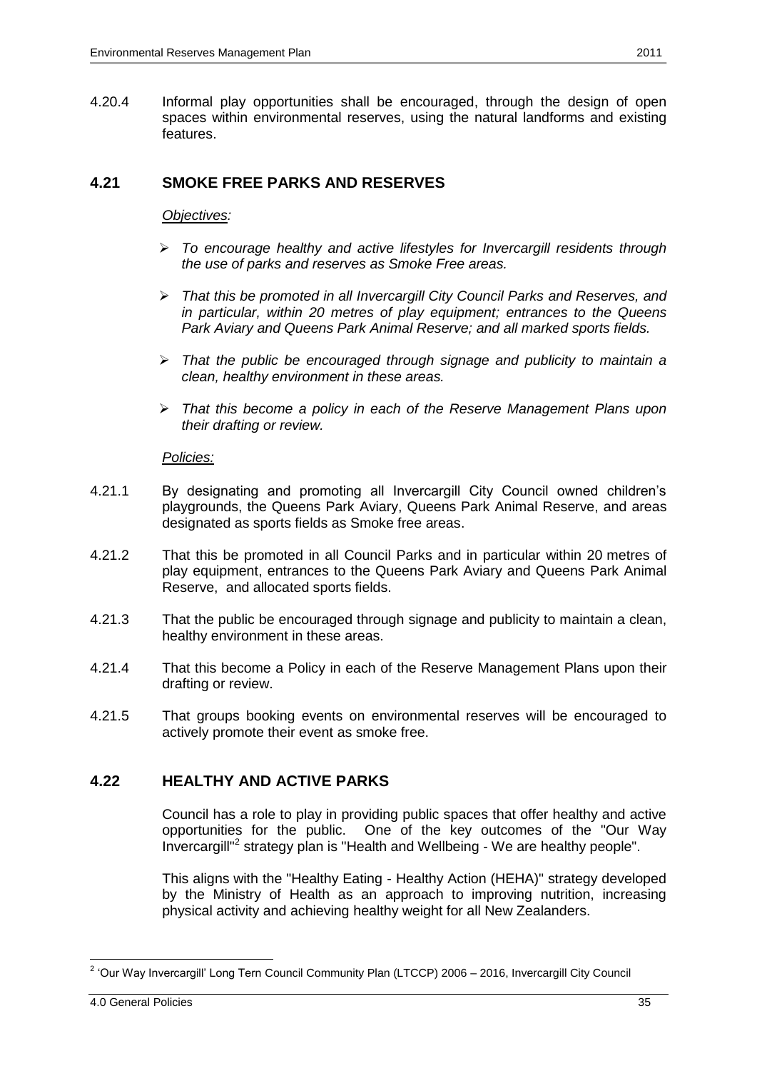4.20.4 Informal play opportunities shall be encouraged, through the design of open spaces within environmental reserves, using the natural landforms and existing features.

## 4.21 SMOKE FREE PARKS AND RESERVES

*Objectives:*

- *To encourage healthy and active lifestyles for Invercargill residents through the use of parks and reserves as Smoke Free areas.*
- *That this be promoted in all Invercargill City Council Parks and Reserves, and in particular, within 20 metres of play equipment; entrances to the Queens Park Aviary and Queens Park Animal Reserve; and all marked sports fields.*
- *That the public be encouraged through signage and publicity to maintain a clean, healthy environment in these areas.*
- *That this become a policy in each of the Reserve Management Plans upon their drafting or review.*

*Policies:*

4.21.1 By designating and promoting all Invercargill City Council owned children's playgrounds, the Queens Park Aviary, Queens Park Animal Reserve, and areas designated as sports fields as Smoke free areas.

4.21.2 That this be promoted in all Council Parks and in particular within 20 metres of play equipment, entrances to the Queens Park Aviary and Queens Park Animal Reserve, and allocated sports fields.

4.21.3 That the public be encouraged through signage and publicity to maintain a clean, healthy environment in these areas.

4.21.4 That this become a Policy in each of the Reserve Management Plans upon their drafting or review.

4.21.5 That groups booking events on environmental reserves will be encouraged to actively promote their event as smoke free.

## 4.22 HEALTHY AND ACTIVE PARKS

Council has a role to play in providing public spaces that offer healthy and active opportunities for the public. One of the key outcomes of the "Our Way Invercargill"[2] strategy plan is "Health and Wellbeing - We are healthy people".

This aligns with the "Healthy Eating - Healthy Action (HEHA)" strategy developed by the Ministry of Health as an approach to improving nutrition, increasing physical activity and achieving healthy weight for all New Zealanders.

[2] 'Our Way Invercargill' Long Tern Council Community Plan (LTCCP) 2006 – 2016, Invercargill City Council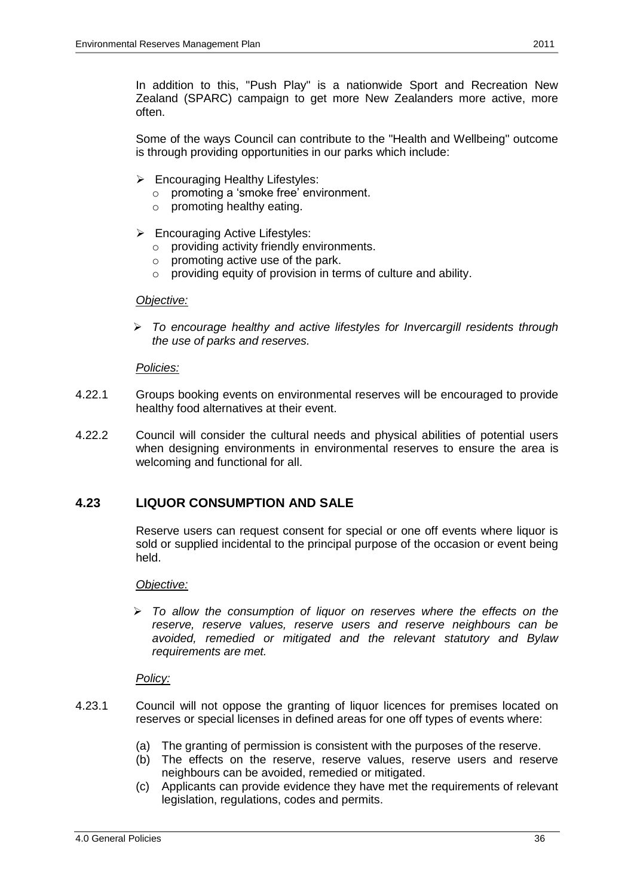In addition to this, "Push Play" is a nationwide Sport and Recreation New Zealand (SPARC) campaign to get more New Zealanders more active, more often.

Some of the ways Council can contribute to the "Health and Wellbeing" outcome is through providing opportunities in our parks which include:

- Encouraging Healthy Lifestyles:
  - promoting a 'smoke free' environment.
  - promoting healthy eating.

- Encouraging Active Lifestyles:
  - providing activity friendly environments.
  - promoting active use of the park.
  - providing equity of provision in terms of culture and ability.

*Objective:*

- *To encourage healthy and active lifestyles for Invercargill residents through the use of parks and reserves.*

*Policies:*

4.22.1 Groups booking events on environmental reserves will be encouraged to provide healthy food alternatives at their event.

4.22.2 Council will consider the cultural needs and physical abilities of potential users when designing environments in environmental reserves to ensure the area is welcoming and functional for all.

## 4.23 LIQUOR CONSUMPTION AND SALE

Reserve users can request consent for special or one off events where liquor is sold or supplied incidental to the principal purpose of the occasion or event being held.

*Objective:*

- *To allow the consumption of liquor on reserves where the effects on the reserve, reserve values, reserve users and reserve neighbours can be avoided, remedied or mitigated and the relevant statutory and Bylaw requirements are met.*

*Policy:*

4.23.1 Council will not oppose the granting of liquor licences for premises located on reserves or special licenses in defined areas for one off types of events where:

(a) The granting of permission is consistent with the purposes of the reserve.
(b) The effects on the reserve, reserve values, reserve users and reserve neighbours can be avoided, remedied or mitigated.
(c) Applicants can provide evidence they have met the requirements of relevant legislation, regulations, codes and permits.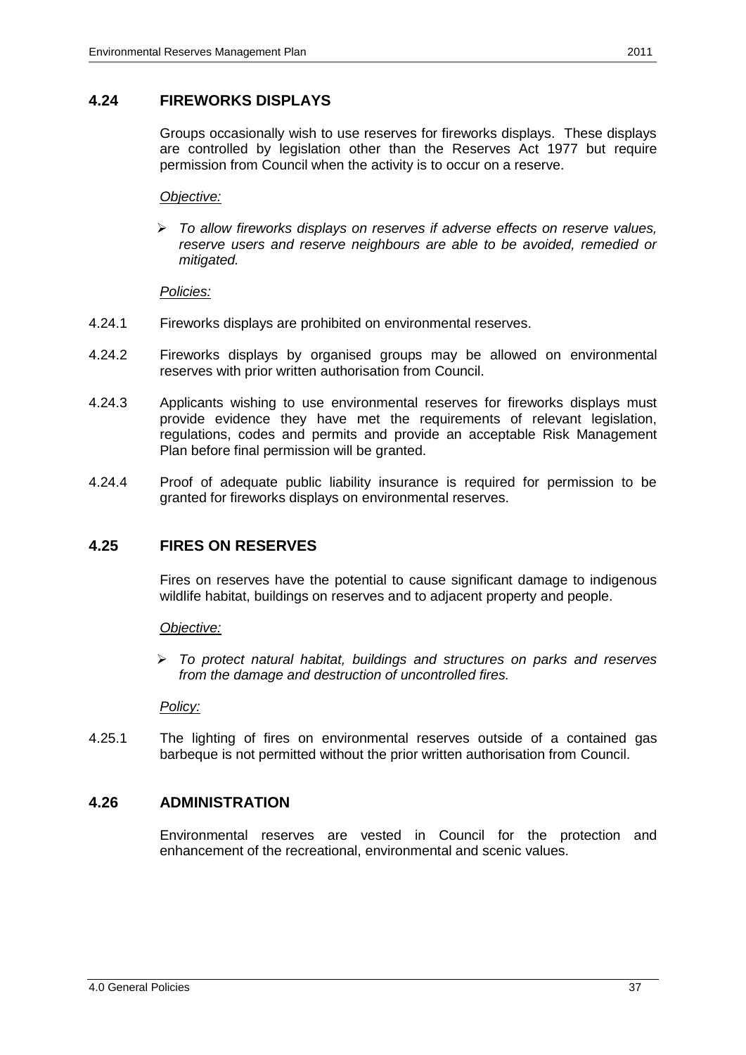## 4.24 FIREWORKS DISPLAYS

Groups occasionally wish to use reserves for fireworks displays. These displays are controlled by legislation other than the Reserves Act 1977 but require permission from Council when the activity is to occur on a reserve.

*Objective:*

- *To allow fireworks displays on reserves if adverse effects on reserve values, reserve users and reserve neighbours are able to be avoided, remedied or mitigated.*

*Policies:*

4.24.1 Fireworks displays are prohibited on environmental reserves.

4.24.2 Fireworks displays by organised groups may be allowed on environmental reserves with prior written authorisation from Council.

4.24.3 Applicants wishing to use environmental reserves for fireworks displays must provide evidence they have met the requirements of relevant legislation, regulations, codes and permits and provide an acceptable Risk Management Plan before final permission will be granted.

4.24.4 Proof of adequate public liability insurance is required for permission to be granted for fireworks displays on environmental reserves.

## 4.25 FIRES ON RESERVES

Fires on reserves have the potential to cause significant damage to indigenous wildlife habitat, buildings on reserves and to adjacent property and people.

*Objective:*

- *To protect natural habitat, buildings and structures on parks and reserves from the damage and destruction of uncontrolled fires.*

*Policy:*

4.25.1 The lighting of fires on environmental reserves outside of a contained gas barbeque is not permitted without the prior written authorisation from Council.

## 4.26 ADMINISTRATION

Environmental reserves are vested in Council for the protection and enhancement of the recreational, environmental and scenic values.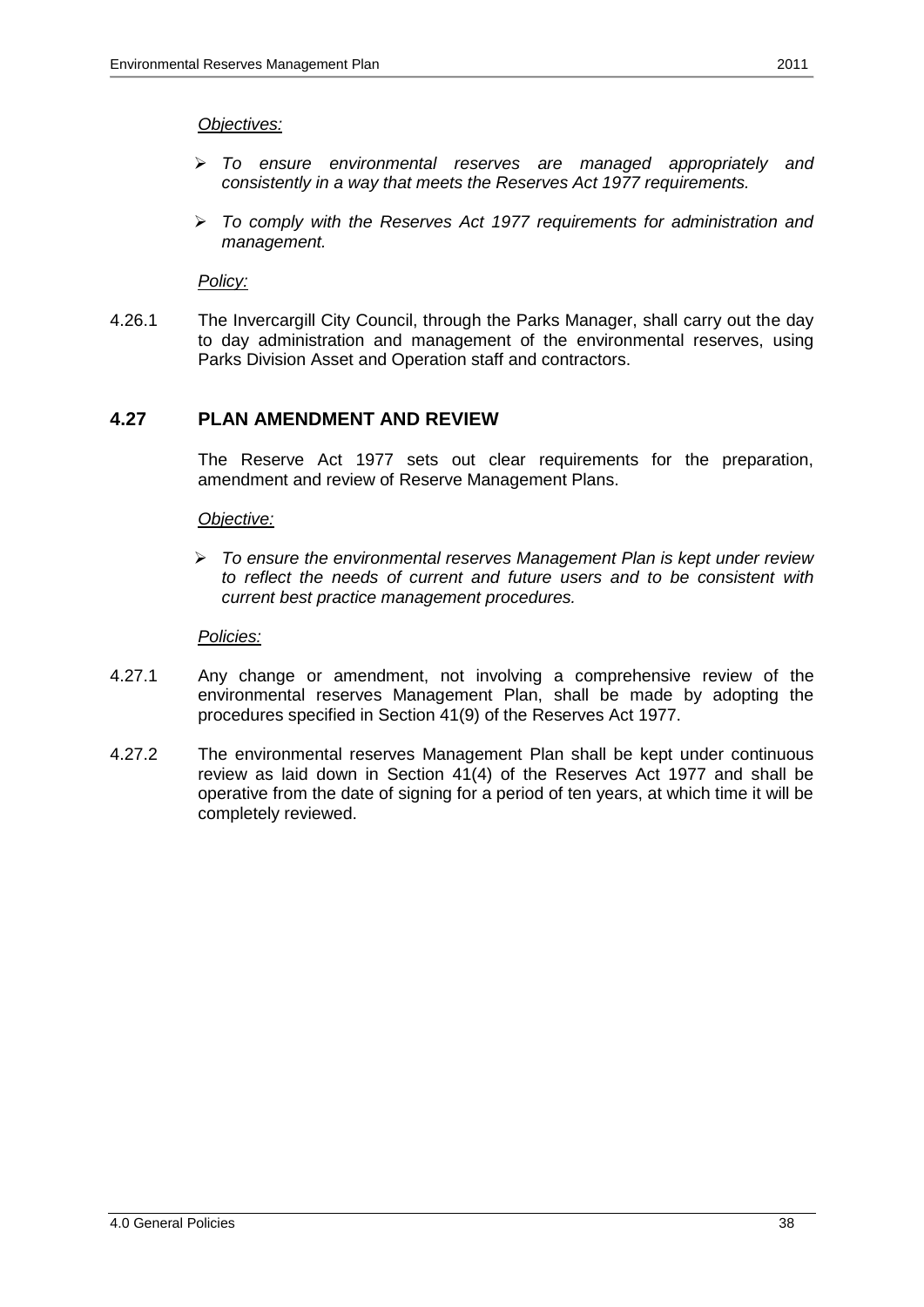*Objectives:*

- *To ensure environmental reserves are managed appropriately and consistently in a way that meets the Reserves Act 1977 requirements.*
- *To comply with the Reserves Act 1977 requirements for administration and management.*

*Policy:*

4.26.1 The Invercargill City Council, through the Parks Manager, shall carry out the day to day administration and management of the environmental reserves, using Parks Division Asset and Operation staff and contractors.

## 4.27 PLAN AMENDMENT AND REVIEW

The Reserve Act 1977 sets out clear requirements for the preparation, amendment and review of Reserve Management Plans.

*Objective:*

- *To ensure the environmental reserves Management Plan is kept under review to reflect the needs of current and future users and to be consistent with current best practice management procedures.*

*Policies:*

4.27.1 Any change or amendment, not involving a comprehensive review of the environmental reserves Management Plan, shall be made by adopting the procedures specified in Section 41(9) of the Reserves Act 1977.

4.27.2 The environmental reserves Management Plan shall be kept under continuous review as laid down in Section 41(4) of the Reserves Act 1977 and shall be operative from the date of signing for a period of ten years, at which time it will be completely reviewed.